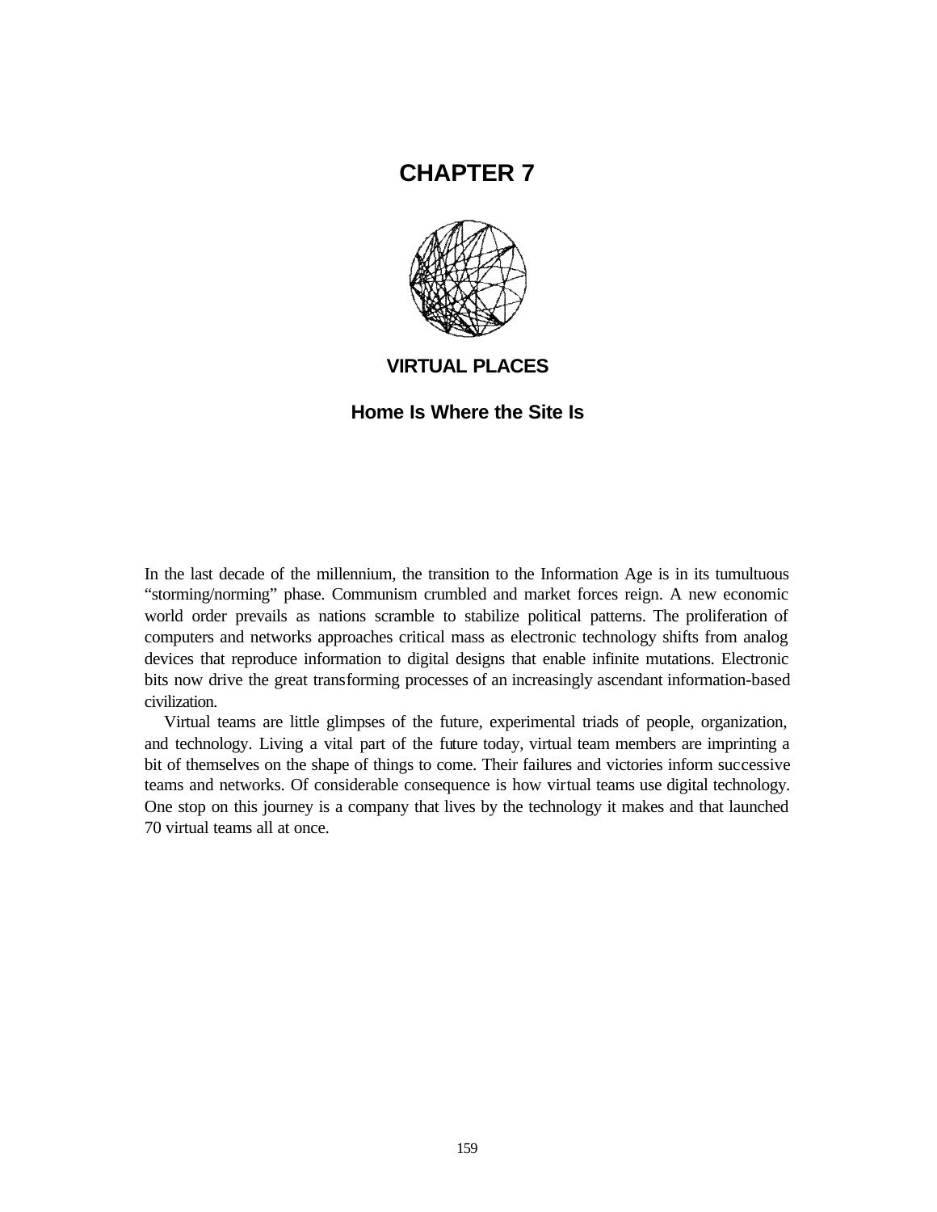# CHAPTER 7

## VIRTUAL PLACES

### Home Is Where the Site Is

In the last decade of the millennium, the transition to the Information Age is in its tumultuous "storming/norming" phase. Communism crumbled and market forces reign. A new economic world order prevails as nations scramble to stabilize political patterns. The proliferation of computers and networks approaches critical mass as electronic technology shifts from analog devices that reproduce information to digital designs that enable infinite mutations. Electronic bits now drive the great transforming processes of an increasingly ascendant information-based civilization.

Virtual teams are little glimpses of the future, experimental triads of people, organization, and technology. Living a vital part of the future today, virtual team members are imprinting a bit of themselves on the shape of things to come. Their failures and victories inform successive teams and networks. Of considerable consequence is how virtual teams use digital technology. One stop on this journey is a company that lives by the technology it makes and that launched 70 virtual teams all at once.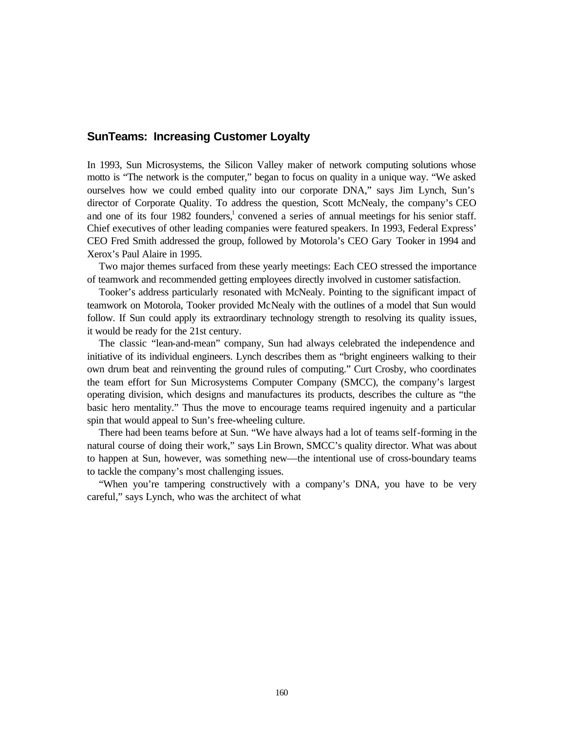## SunTeams: Increasing Customer Loyalty

In 1993, Sun Microsystems, the Silicon Valley maker of network computing solutions whose motto is "The network is the computer," began to focus on quality in a unique way. "We asked ourselves how we could embed quality into our corporate DNA," says Jim Lynch, Sun's director of Corporate Quality. To address the question, Scott McNealy, the company's CEO and one of its four 1982 founders,[1] convened a series of annual meetings for his senior staff. Chief executives of other leading companies were featured speakers. In 1993, Federal Express' CEO Fred Smith addressed the group, followed by Motorola's CEO Gary Tooker in 1994 and Xerox's Paul Alaire in 1995.

Two major themes surfaced from these yearly meetings: Each CEO stressed the importance of teamwork and recommended getting employees directly involved in customer satisfaction.

Tooker's address particularly resonated with McNealy. Pointing to the significant impact of teamwork on Motorola, Tooker provided McNealy with the outlines of a model that Sun would follow. If Sun could apply its extraordinary technology strength to resolving its quality issues, it would be ready for the 21st century.

The classic "lean-and-mean" company, Sun had always celebrated the independence and initiative of its individual engineers. Lynch describes them as "bright engineers walking to their own drum beat and reinventing the ground rules of computing." Curt Crosby, who coordinates the team effort for Sun Microsystems Computer Company (SMCC), the company's largest operating division, which designs and manufactures its products, describes the culture as "the basic hero mentality." Thus the move to encourage teams required ingenuity and a particular spin that would appeal to Sun's free-wheeling culture.

There had been teams before at Sun. "We have always had a lot of teams self-forming in the natural course of doing their work," says Lin Brown, SMCC's quality director. What was about to happen at Sun, however, was something new—the intentional use of cross-boundary teams to tackle the company's most challenging issues.

"When you're tampering constructively with a company's DNA, you have to be very careful," says Lynch, who was the architect of what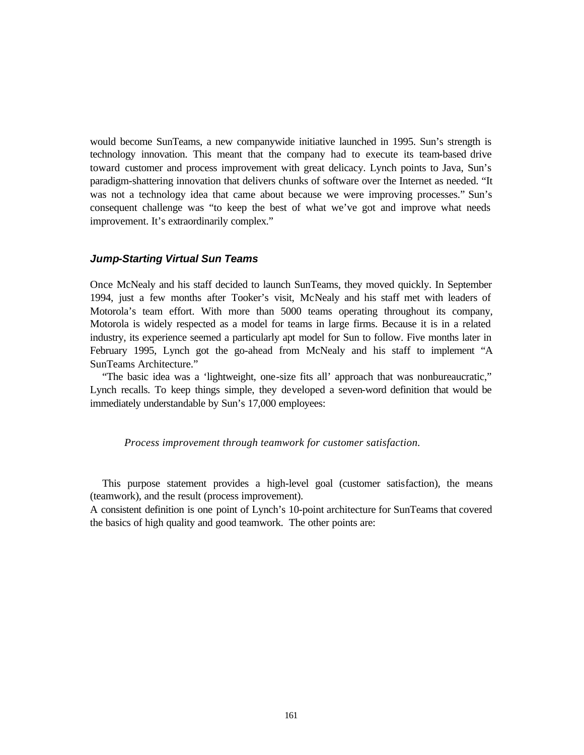would become SunTeams, a new companywide initiative launched in 1995. Sun's strength is technology innovation. This meant that the company had to execute its team-based drive toward customer and process improvement with great delicacy. Lynch points to Java, Sun's paradigm-shattering innovation that delivers chunks of software over the Internet as needed. "It was not a technology idea that came about because we were improving processes." Sun's consequent challenge was "to keep the best of what we've got and improve what needs improvement. It's extraordinarily complex."

### *Jump-Starting Virtual Sun Teams*

Once McNealy and his staff decided to launch SunTeams, they moved quickly. In September 1994, just a few months after Tooker's visit, McNealy and his staff met with leaders of Motorola's team effort. With more than 5000 teams operating throughout its company, Motorola is widely respected as a model for teams in large firms. Because it is in a related industry, its experience seemed a particularly apt model for Sun to follow. Five months later in February 1995, Lynch got the go-ahead from McNealy and his staff to implement "A SunTeams Architecture."

"The basic idea was a 'lightweight, one-size fits all' approach that was nonbureaucratic," Lynch recalls. To keep things simple, they developed a seven-word definition that would be immediately understandable by Sun's 17,000 employees:

> *Process improvement through teamwork for customer satisfaction.*

This purpose statement provides a high-level goal (customer satisfaction), the means (teamwork), and the result (process improvement).

A consistent definition is one point of Lynch's 10-point architecture for SunTeams that covered the basics of high quality and good teamwork. The other points are: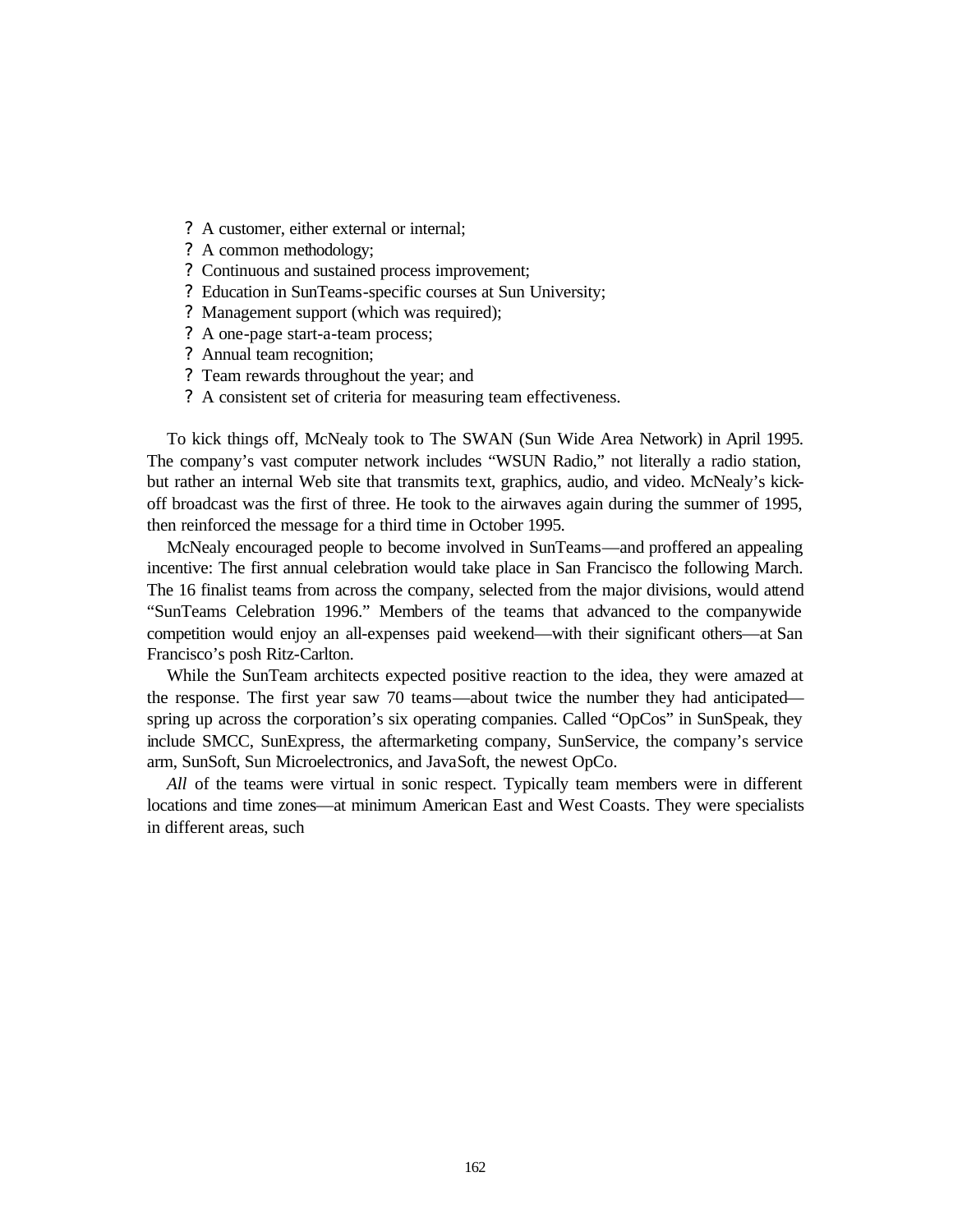- A customer, either external or internal;
- A common methodology;
- Continuous and sustained process improvement;
- Education in SunTeams-specific courses at Sun University;
- Management support (which was required);
- A one-page start-a-team process;
- Annual team recognition;
- Team rewards throughout the year; and
- A consistent set of criteria for measuring team effectiveness.

To kick things off, McNealy took to The SWAN (Sun Wide Area Network) in April 1995. The company's vast computer network includes "WSUN Radio," not literally a radio station, but rather an internal Web site that transmits text, graphics, audio, and video. McNealy's kick-off broadcast was the first of three. He took to the airwaves again during the summer of 1995, then reinforced the message for a third time in October 1995.

McNealy encouraged people to become involved in SunTeams—and proffered an appealing incentive: The first annual celebration would take place in San Francisco the following March. The 16 finalist teams from across the company, selected from the major divisions, would attend "SunTeams Celebration 1996." Members of the teams that advanced to the companywide competition would enjoy an all-expenses paid weekend—with their significant others—at San Francisco's posh Ritz-Carlton.

While the SunTeam architects expected positive reaction to the idea, they were amazed at the response. The first year saw 70 teams—about twice the number they had anticipated—spring up across the corporation's six operating companies. Called "OpCos" in SunSpeak, they include SMCC, SunExpress, the aftermarketing company, SunService, the company's service arm, SunSoft, Sun Microelectronics, and JavaSoft, the newest OpCo.

*All* of the teams were virtual in sonic respect. Typically team members were in different locations and time zones—at minimum American East and West Coasts. They were specialists in different areas, such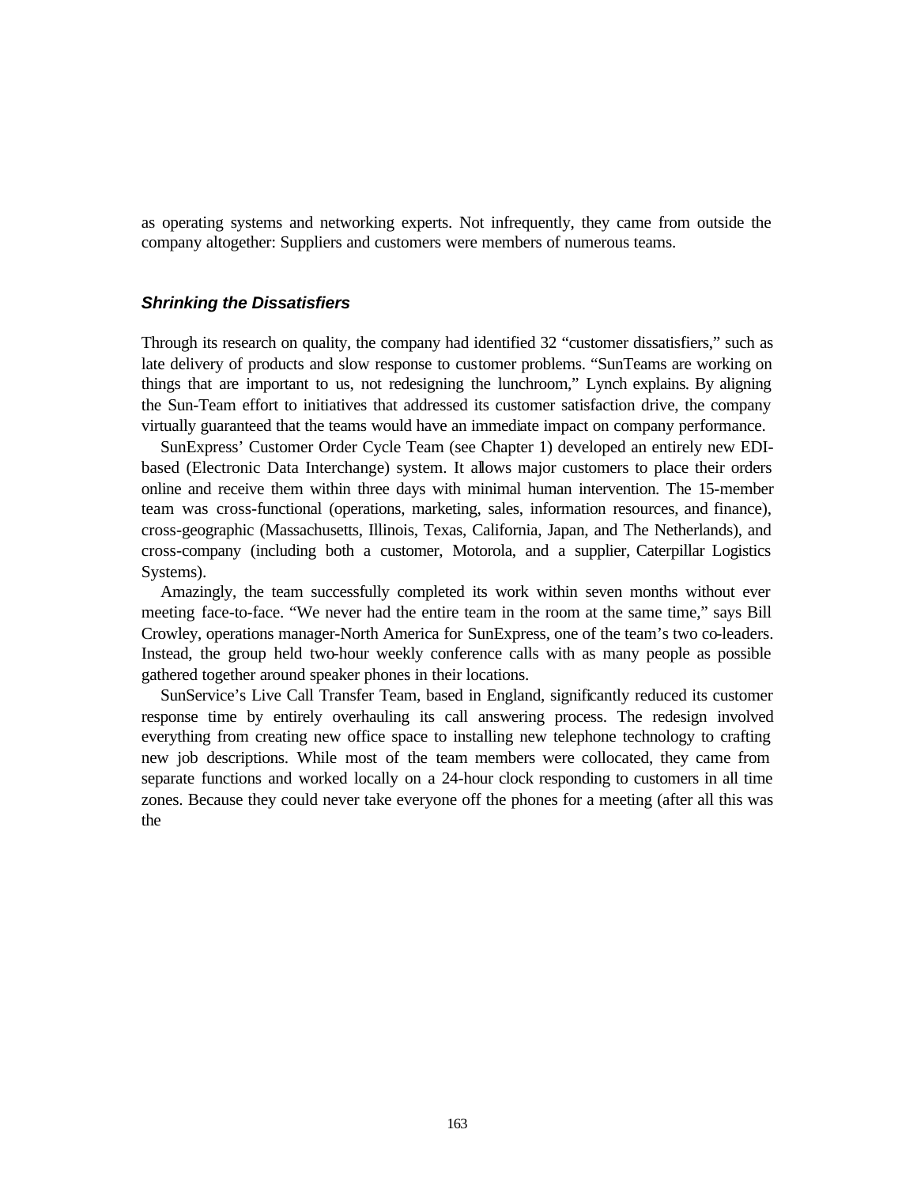as operating systems and networking experts. Not infrequently, they came from outside the company altogether: Suppliers and customers were members of numerous teams.

### *Shrinking the Dissatisfiers*

Through its research on quality, the company had identified 32 “customer dissatisfiers,” such as late delivery of products and slow response to customer problems. “SunTeams are working on things that are important to us, not redesigning the lunchroom,” Lynch explains. By aligning the Sun-Team effort to initiatives that addressed its customer satisfaction drive, the company virtually guaranteed that the teams would have an immediate impact on company performance.

SunExpress’ Customer Order Cycle Team (see Chapter 1) developed an entirely new EDI-based (Electronic Data Interchange) system. It allows major customers to place their orders online and receive them within three days with minimal human intervention. The 15-member team was cross-functional (operations, marketing, sales, information resources, and finance), cross-geographic (Massachusetts, Illinois, Texas, California, Japan, and The Netherlands), and cross-company (including both a customer, Motorola, and a supplier, Caterpillar Logistics Systems).

Amazingly, the team successfully completed its work within seven months without ever meeting face-to-face. “We never had the entire team in the room at the same time,” says Bill Crowley, operations manager-North America for SunExpress, one of the team’s two co-leaders. Instead, the group held two-hour weekly conference calls with as many people as possible gathered together around speaker phones in their locations.

SunService’s Live Call Transfer Team, based in England, significantly reduced its customer response time by entirely overhauling its call answering process. The redesign involved everything from creating new office space to installing new telephone technology to crafting new job descriptions. While most of the team members were collocated, they came from separate functions and worked locally on a 24-hour clock responding to customers in all time zones. Because they could never take everyone off the phones for a meeting (after all this was the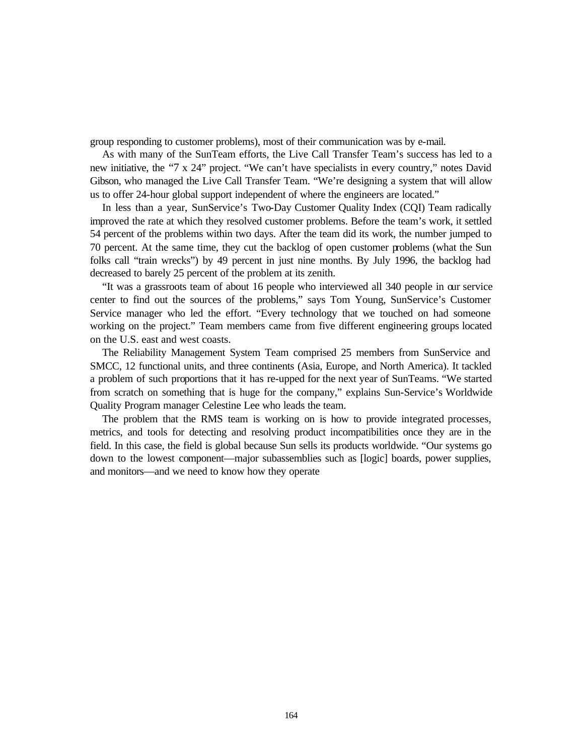group responding to customer problems), most of their communication was by e-mail.

As with many of the SunTeam efforts, the Live Call Transfer Team's success has led to a new initiative, the "7 x 24" project. "We can't have specialists in every country," notes David Gibson, who managed the Live Call Transfer Team. "We're designing a system that will allow us to offer 24-hour global support independent of where the engineers are located."

In less than a year, SunService's Two-Day Customer Quality Index (CQI) Team radically improved the rate at which they resolved customer problems. Before the team's work, it settled 54 percent of the problems within two days. After the team did its work, the number jumped to 70 percent. At the same time, they cut the backlog of open customer problems (what the Sun folks call "train wrecks") by 49 percent in just nine months. By July 1996, the backlog had decreased to barely 25 percent of the problem at its zenith.

"It was a grassroots team of about 16 people who interviewed all 340 people in our service center to find out the sources of the problems," says Tom Young, SunService's Customer Service manager who led the effort. "Every technology that we touched on had someone working on the project." Team members came from five different engineering groups located on the U.S. east and west coasts.

The Reliability Management System Team comprised 25 members from SunService and SMCC, 12 functional units, and three continents (Asia, Europe, and North America). It tackled a problem of such proportions that it has re-upped for the next year of SunTeams. "We started from scratch on something that is huge for the company," explains Sun-Service's Worldwide Quality Program manager Celestine Lee who leads the team.

The problem that the RMS team is working on is how to provide integrated processes, metrics, and tools for detecting and resolving product incompatibilities once they are in the field. In this case, the field is global because Sun sells its products worldwide. "Our systems go down to the lowest component—major subassemblies such as [logic] boards, power supplies, and monitors—and we need to know how they operate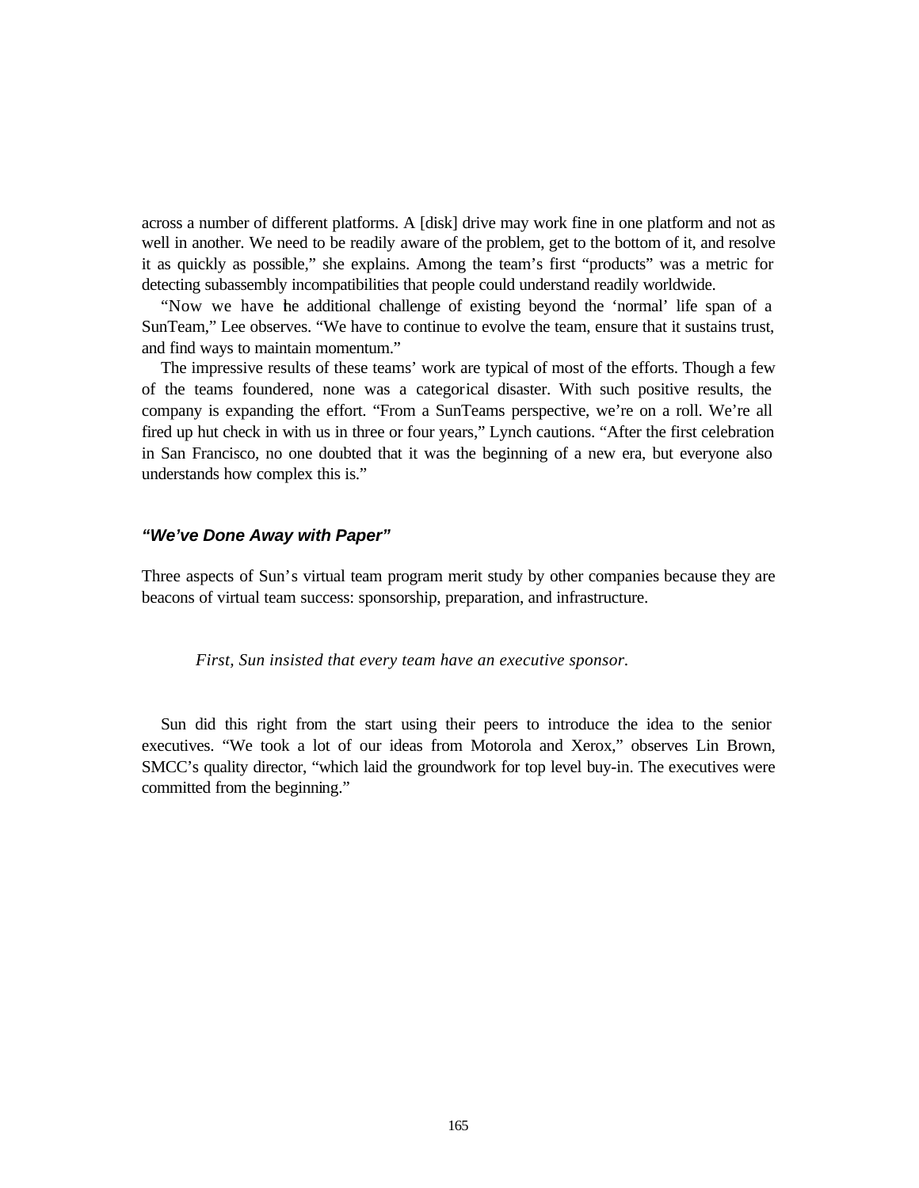across a number of different platforms. A [disk] drive may work fine in one platform and not as well in another. We need to be readily aware of the problem, get to the bottom of it, and resolve it as quickly as possible," she explains. Among the team's first "products" was a metric for detecting subassembly incompatibilities that people could understand readily worldwide.

"Now we have the additional challenge of existing beyond the 'normal' life span of a SunTeam," Lee observes. "We have to continue to evolve the team, ensure that it sustains trust, and find ways to maintain momentum."

The impressive results of these teams' work are typical of most of the efforts. Though a few of the teams foundered, none was a categorical disaster. With such positive results, the company is expanding the effort. "From a SunTeams perspective, we're on a roll. We're all fired up hut check in with us in three or four years," Lynch cautions. "After the first celebration in San Francisco, no one doubted that it was the beginning of a new era, but everyone also understands how complex this is."

### *"We've Done Away with Paper"*

Three aspects of Sun's virtual team program merit study by other companies because they are beacons of virtual team success: sponsorship, preparation, and infrastructure.

> *First, Sun insisted that every team have an executive sponsor.*

Sun did this right from the start using their peers to introduce the idea to the senior executives. "We took a lot of our ideas from Motorola and Xerox," observes Lin Brown, SMCC's quality director, "which laid the groundwork for top level buy-in. The executives were committed from the beginning."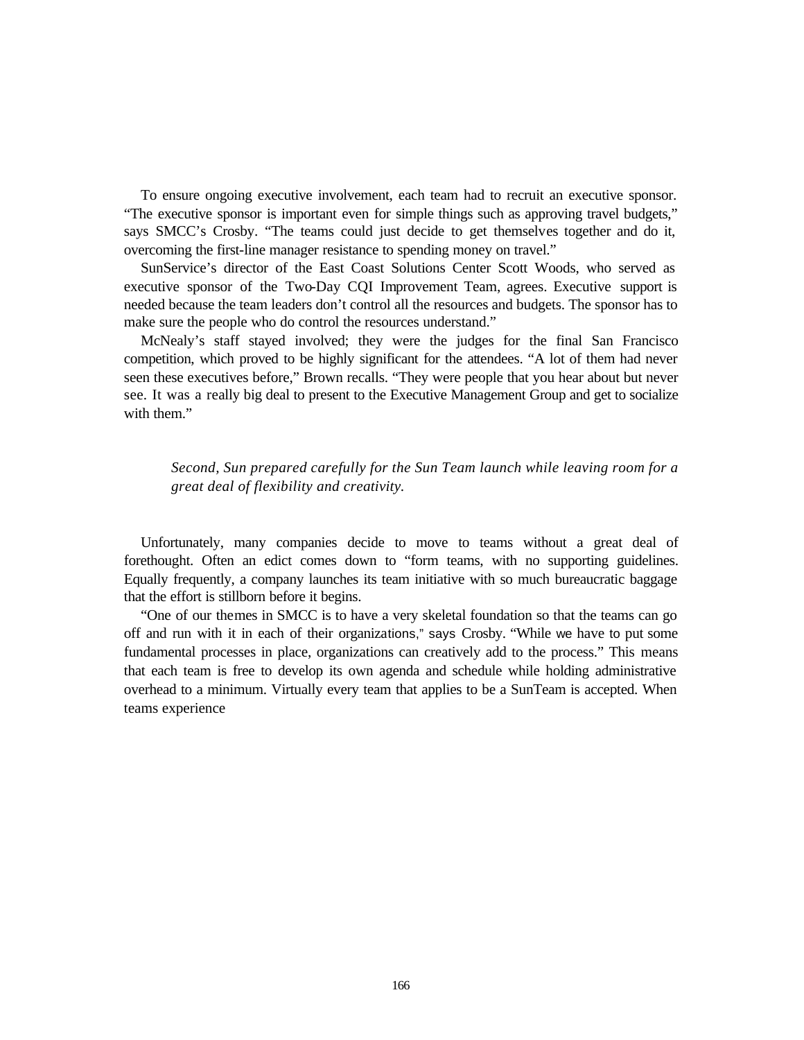To ensure ongoing executive involvement, each team had to recruit an executive sponsor. “The executive sponsor is important even for simple things such as approving travel budgets,” says SMCC’s Crosby. “The teams could just decide to get themselves together and do it, overcoming the first-line manager resistance to spending money on travel.”

SunService’s director of the East Coast Solutions Center Scott Woods, who served as executive sponsor of the Two-Day CQI Improvement Team, agrees. Executive support is needed because the team leaders don’t control all the resources and budgets. The sponsor has to make sure the people who do control the resources understand.”

McNealy’s staff stayed involved; they were the judges for the final San Francisco competition, which proved to be highly significant for the attendees. “A lot of them had never seen these executives before,” Brown recalls. “They were people that you hear about but never see. It was a really big deal to present to the Executive Management Group and get to socialize with them.”

*Second, Sun prepared carefully for the Sun Team launch while leaving room for a great deal of flexibility and creativity.*

Unfortunately, many companies decide to move to teams without a great deal of forethought. Often an edict comes down to “form teams, with no supporting guidelines. Equally frequently, a company launches its team initiative with so much bureaucratic baggage that the effort is stillborn before it begins.

“One of our themes in SMCC is to have a very skeletal foundation so that the teams can go off and run with it in each of their organizations," says Crosby. “While we have to put some fundamental processes in place, organizations can creatively add to the process.” This means that each team is free to develop its own agenda and schedule while holding administrative overhead to a minimum. Virtually every team that applies to be a SunTeam is accepted. When teams experience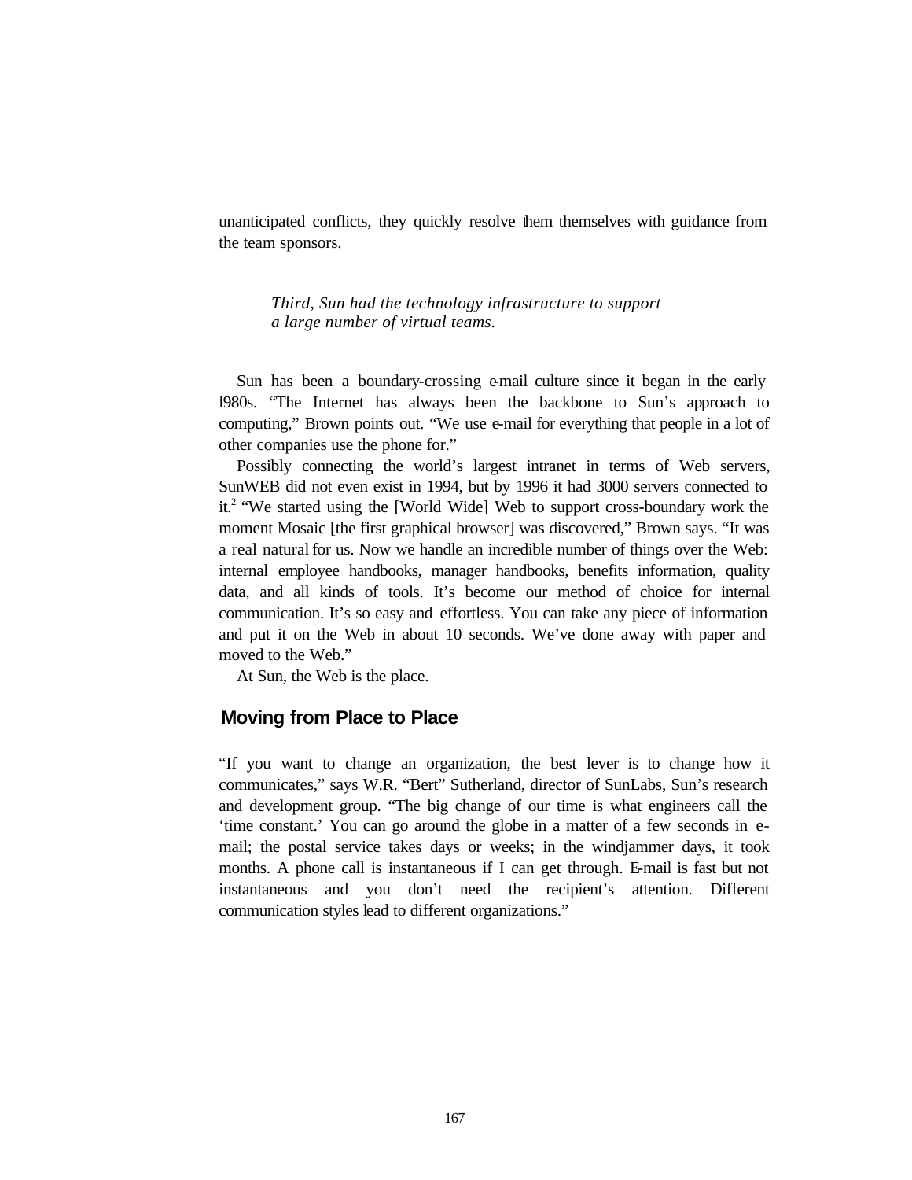unanticipated conflicts, they quickly resolve them themselves with guidance from the team sponsors.

> *Third, Sun had the technology infrastructure to support a large number of virtual teams.*

Sun has been a boundary-crossing e-mail culture since it began in the early l980s. “The Internet has always been the backbone to Sun’s approach to computing,” Brown points out. “We use e-mail for everything that people in a lot of other companies use the phone for.”

Possibly connecting the world’s largest intranet in terms of Web servers, SunWEB did not even exist in 1994, but by 1996 it had 3000 servers connected to it.[2] “We started using the [World Wide] Web to support cross-boundary work the moment Mosaic [the first graphical browser] was discovered,” Brown says. “It was a real natural for us. Now we handle an incredible number of things over the Web: internal employee handbooks, manager handbooks, benefits information, quality data, and all kinds of tools. It’s become our method of choice for internal communication. It’s so easy and effortless. You can take any piece of information and put it on the Web in about 10 seconds. We’ve done away with paper and moved to the Web.”

At Sun, the Web is the place.

## Moving from Place to Place

“If you want to change an organization, the best lever is to change how it communicates,” says W.R. “Bert” Sutherland, director of SunLabs, Sun’s research and development group. “The big change of our time is what engineers call the ‘time constant.’ You can go around the globe in a matter of a few seconds in e-mail; the postal service takes days or weeks; in the windjammer days, it took months. A phone call is instantaneous if I can get through. E-mail is fast but not instantaneous and you don’t need the recipient’s attention. Different communication styles lead to different organizations.”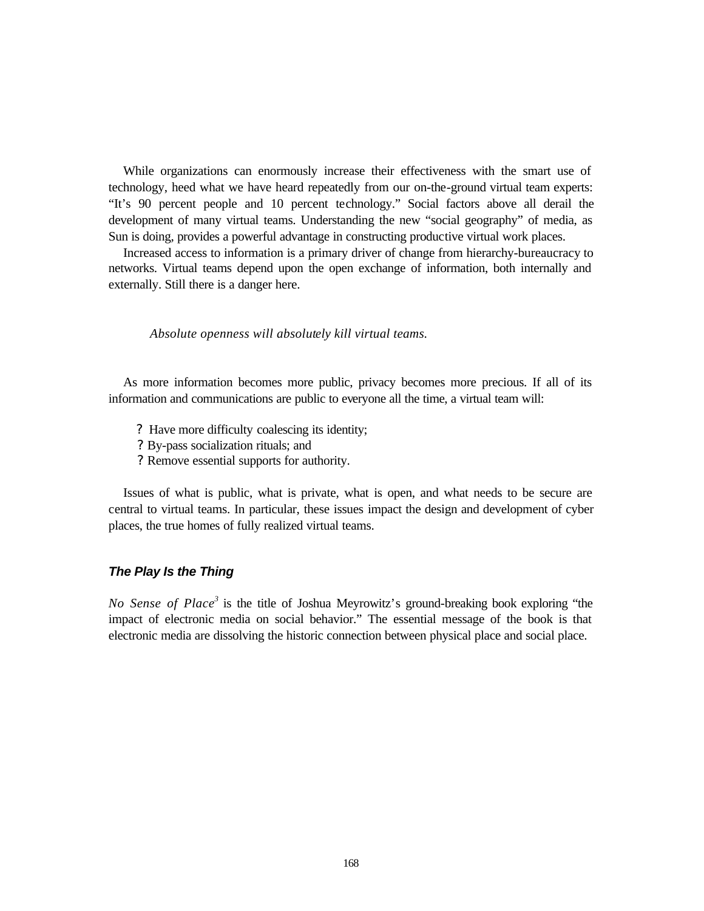While organizations can enormously increase their effectiveness with the smart use of technology, heed what we have heard repeatedly from our on-the-ground virtual team experts: "It's 90 percent people and 10 percent technology." Social factors above all derail the development of many virtual teams. Understanding the new "social geography" of media, as Sun is doing, provides a powerful advantage in constructing productive virtual work places.

Increased access to information is a primary driver of change from hierarchy-bureaucracy to networks. Virtual teams depend upon the open exchange of information, both internally and externally. Still there is a danger here.

*Absolute openness will absolutely kill virtual teams.*

As more information becomes more public, privacy becomes more precious. If all of its information and communications are public to everyone all the time, a virtual team will:

- Have more difficulty coalescing its identity;
- By-pass socialization rituals; and
- Remove essential supports for authority.

Issues of what is public, what is private, what is open, and what needs to be secure are central to virtual teams. In particular, these issues impact the design and development of cyber places, the true homes of fully realized virtual teams.

### The Play Is the Thing

*No Sense of Place*[3] is the title of Joshua Meyrowitz's ground-breaking book exploring "the impact of electronic media on social behavior." The essential message of the book is that electronic media are dissolving the historic connection between physical place and social place.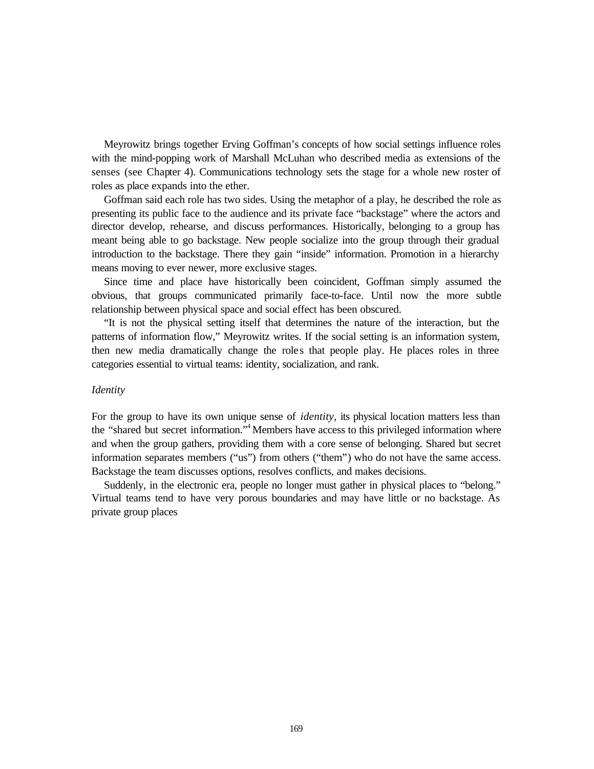Meyrowitz brings together Erving Goffman's concepts of how social settings influence roles with the mind-popping work of Marshall McLuhan who described media as extensions of the senses (see Chapter 4). Communications technology sets the stage for a whole new roster of roles as place expands into the ether.

Goffman said each role has two sides. Using the metaphor of a play, he described the role as presenting its public face to the audience and its private face "backstage" where the actors and director develop, rehearse, and discuss performances. Historically, belonging to a group has meant being able to go backstage. New people socialize into the group through their gradual introduction to the backstage. There they gain "inside" information. Promotion in a hierarchy means moving to ever newer, more exclusive stages.

Since time and place have historically been coincident, Goffman simply assumed the obvious, that groups communicated primarily face-to-face. Until now the more subtle relationship between physical space and social effect has been obscured.

"It is not the physical setting itself that determines the nature of the interaction, but the patterns of information flow," Meyrowitz writes. If the social setting is an information system, then new media dramatically change the roles that people play. He places roles in three categories essential to virtual teams: identity, socialization, and rank.

*Identity*

For the group to have its own unique sense of *identity*, its physical location matters less than the "shared but secret information."[4] Members have access to this privileged information where and when the group gathers, providing them with a core sense of belonging. Shared but secret information separates members ("us") from others ("them") who do not have the same access. Backstage the team discusses options, resolves conflicts, and makes decisions.

Suddenly, in the electronic era, people no longer must gather in physical places to "belong." Virtual teams tend to have very porous boundaries and may have little or no backstage. As private group places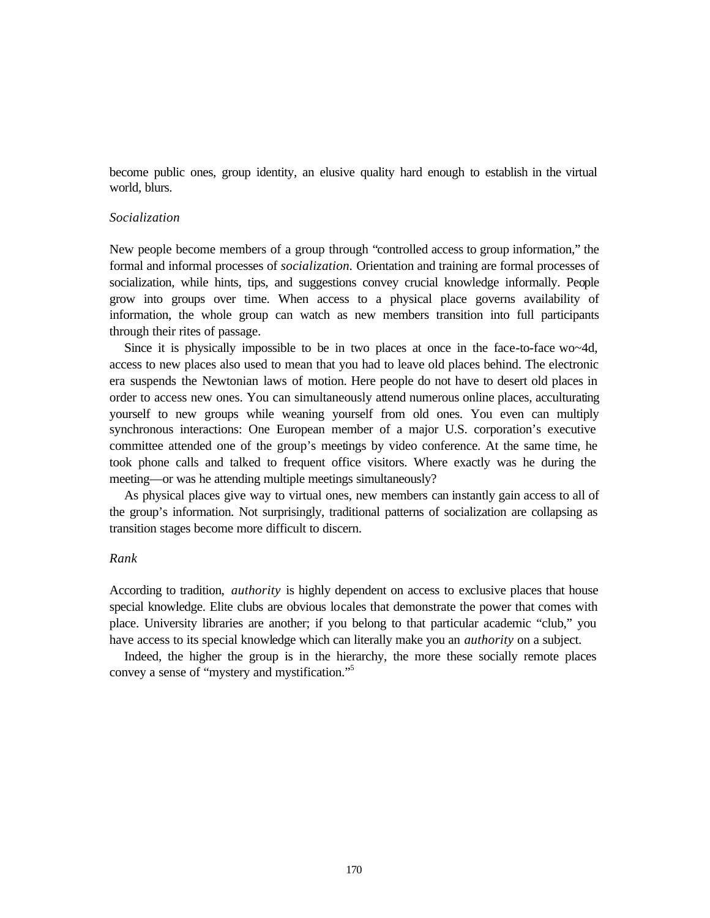become public ones, group identity, an elusive quality hard enough to establish in the virtual world, blurs.

### *Socialization*

New people become members of a group through "controlled access to group information," the formal and informal processes of *socialization*. Orientation and training are formal processes of socialization, while hints, tips, and suggestions convey crucial knowledge informally. People grow into groups over time. When access to a physical place governs availability of information, the whole group can watch as new members transition into full participants through their rites of passage.

Since it is physically impossible to be in two places at once in the face-to-face wo~4d, access to new places also used to mean that you had to leave old places behind. The electronic era suspends the Newtonian laws of motion. Here people do not have to desert old places in order to access new ones. You can simultaneously attend numerous online places, acculturating yourself to new groups while weaning yourself from old ones. You even can multiply synchronous interactions: One European member of a major U.S. corporation's executive committee attended one of the group's meetings by video conference. At the same time, he took phone calls and talked to frequent office visitors. Where exactly was he during the meeting—or was he attending multiple meetings simultaneously?

As physical places give way to virtual ones, new members can instantly gain access to all of the group's information. Not surprisingly, traditional patterns of socialization are collapsing as transition stages become more difficult to discern.

### *Rank*

According to tradition, *authority* is highly dependent on access to exclusive places that house special knowledge. Elite clubs are obvious locales that demonstrate the power that comes with place. University libraries are another; if you belong to that particular academic "club," you have access to its special knowledge which can literally make you an *authority* on a subject.

Indeed, the higher the group is in the hierarchy, the more these socially remote places convey a sense of "mystery and mystification."[5]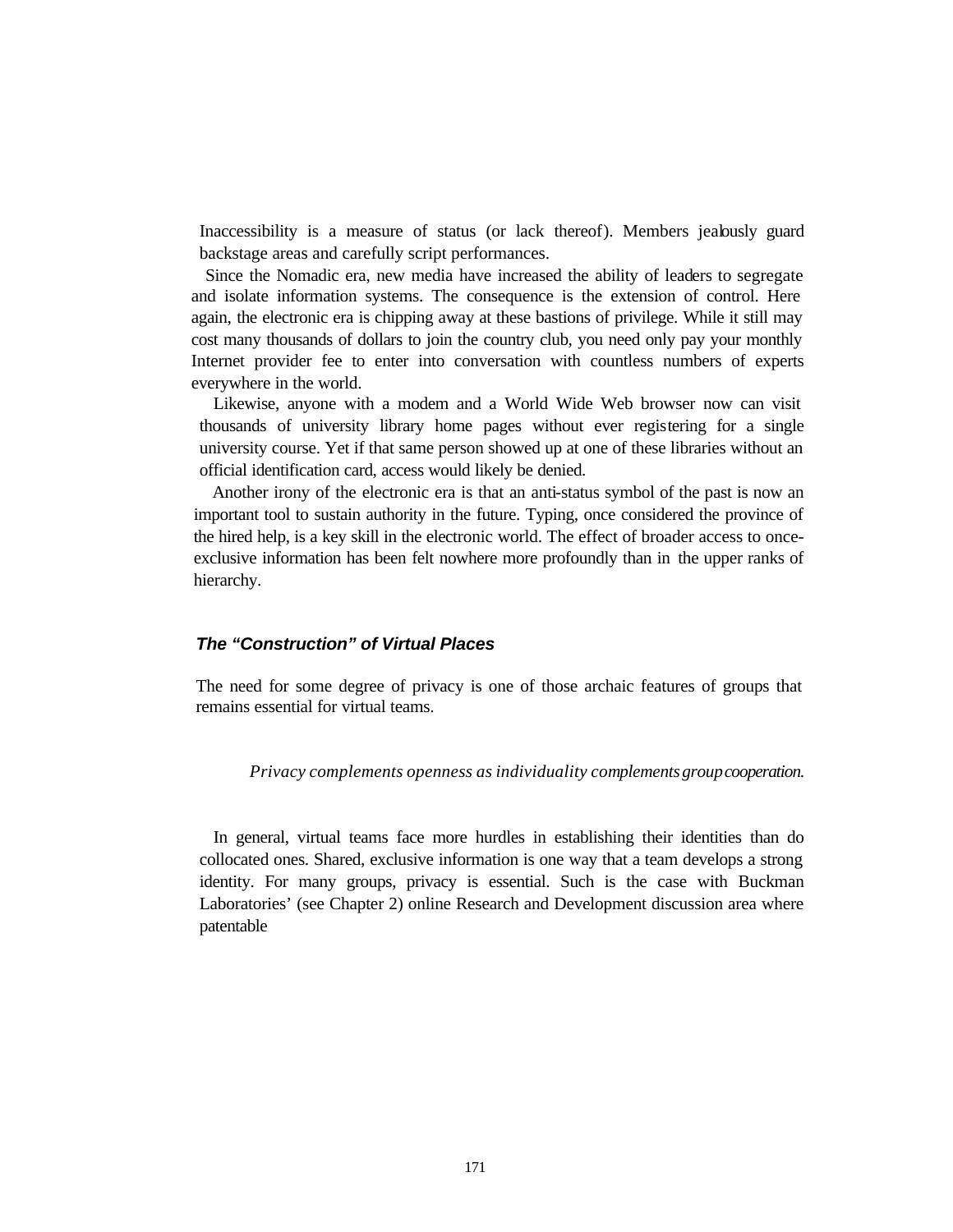Inaccessibility is a measure of status (or lack thereof). Members jealously guard backstage areas and carefully script performances.

Since the Nomadic era, new media have increased the ability of leaders to segregate and isolate information systems. The consequence is the extension of control. Here again, the electronic era is chipping away at these bastions of privilege. While it still may cost many thousands of dollars to join the country club, you need only pay your monthly Internet provider fee to enter into conversation with countless numbers of experts everywhere in the world.

Likewise, anyone with a modem and a World Wide Web browser now can visit thousands of university library home pages without ever registering for a single university course. Yet if that same person showed up at one of these libraries without an official identification card, access would likely be denied.

Another irony of the electronic era is that an anti-status symbol of the past is now an important tool to sustain authority in the future. Typing, once considered the province of the hired help, is a key skill in the electronic world. The effect of broader access to once-exclusive information has been felt nowhere more profoundly than in the upper ranks of hierarchy.

### *The "Construction" of Virtual Places*

The need for some degree of privacy is one of those archaic features of groups that remains essential for virtual teams.

> *Privacy complements openness as individuality complements group cooperation.*

In general, virtual teams face more hurdles in establishing their identities than do collocated ones. Shared, exclusive information is one way that a team develops a strong identity. For many groups, privacy is essential. Such is the case with Buckman Laboratories' (see Chapter 2) online Research and Development discussion area where patentable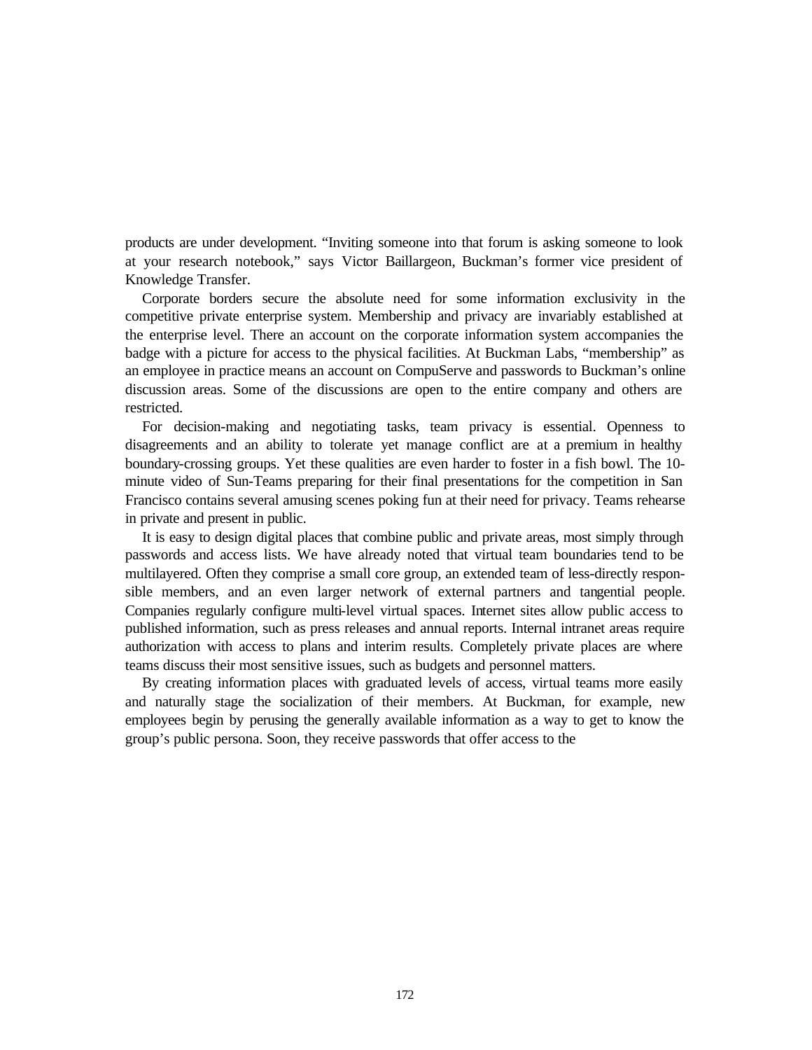products are under development. “Inviting someone into that forum is asking someone to look at your research notebook,” says Victor Baillargeon, Buckman’s former vice president of Knowledge Transfer.

Corporate borders secure the absolute need for some information exclusivity in the competitive private enterprise system. Membership and privacy are invariably established at the enterprise level. There an account on the corporate information system accompanies the badge with a picture for access to the physical facilities. At Buckman Labs, “membership” as an employee in practice means an account on CompuServe and passwords to Buckman’s online discussion areas. Some of the discussions are open to the entire company and others are restricted.

For decision-making and negotiating tasks, team privacy is essential. Openness to disagreements and an ability to tolerate yet manage conflict are at a premium in healthy boundary-crossing groups. Yet these qualities are even harder to foster in a fish bowl. The 10-minute video of Sun-Teams preparing for their final presentations for the competition in San Francisco contains several amusing scenes poking fun at their need for privacy. Teams rehearse in private and present in public.

It is easy to design digital places that combine public and private areas, most simply through passwords and access lists. We have already noted that virtual team boundaries tend to be multilayered. Often they comprise a small core group, an extended team of less-directly responsible members, and an even larger network of external partners and tangential people. Companies regularly configure multi-level virtual spaces. Internet sites allow public access to published information, such as press releases and annual reports. Internal intranet areas require authorization with access to plans and interim results. Completely private places are where teams discuss their most sensitive issues, such as budgets and personnel matters.

By creating information places with graduated levels of access, virtual teams more easily and naturally stage the socialization of their members. At Buckman, for example, new employees begin by perusing the generally available information as a way to get to know the group’s public persona. Soon, they receive passwords that offer access to the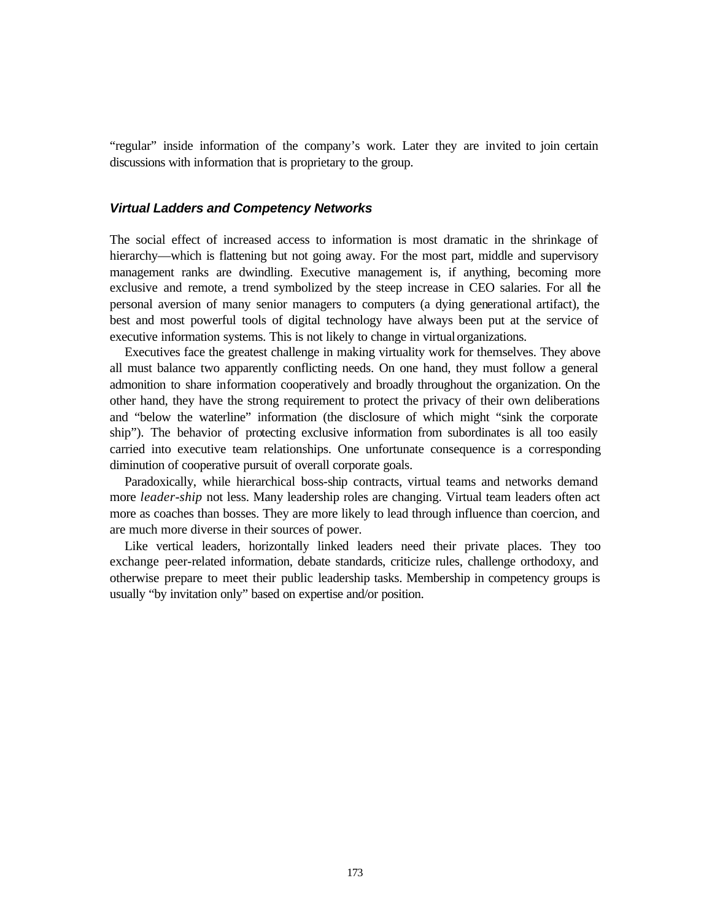"regular" inside information of the company's work. Later they are invited to join certain discussions with information that is proprietary to the group.

### *Virtual Ladders and Competency Networks*

The social effect of increased access to information is most dramatic in the shrinkage of hierarchy—which is flattening but not going away. For the most part, middle and supervisory management ranks are dwindling. Executive management is, if anything, becoming more exclusive and remote, a trend symbolized by the steep increase in CEO salaries. For all the personal aversion of many senior managers to computers (a dying generational artifact), the best and most powerful tools of digital technology have always been put at the service of executive information systems. This is not likely to change in virtual organizations.

Executives face the greatest challenge in making virtuality work for themselves. They above all must balance two apparently conflicting needs. On one hand, they must follow a general admonition to share information cooperatively and broadly throughout the organization. On the other hand, they have the strong requirement to protect the privacy of their own deliberations and "below the waterline" information (the disclosure of which might "sink the corporate ship"). The behavior of protecting exclusive information from subordinates is all too easily carried into executive team relationships. One unfortunate consequence is a corresponding diminution of cooperative pursuit of overall corporate goals.

Paradoxically, while hierarchical boss-ship contracts, virtual teams and networks demand more *leader-ship* not less. Many leadership roles are changing. Virtual team leaders often act more as coaches than bosses. They are more likely to lead through influence than coercion, and are much more diverse in their sources of power.

Like vertical leaders, horizontally linked leaders need their private places. They too exchange peer-related information, debate standards, criticize rules, challenge orthodoxy, and otherwise prepare to meet their public leadership tasks. Membership in competency groups is usually "by invitation only" based on expertise and/or position.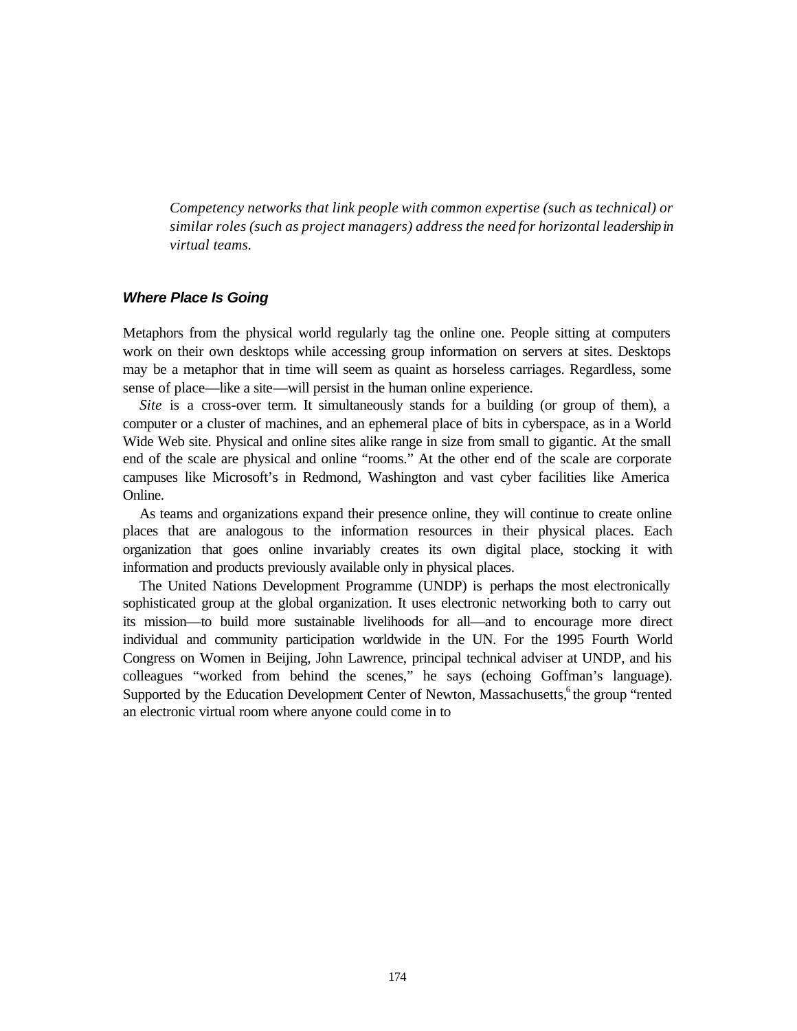*Competency networks that link people with common expertise (such as technical) or similar roles (such as project managers) address the need for horizontal leadership in virtual teams.*

### *Where Place Is Going*

Metaphors from the physical world regularly tag the online one. People sitting at computers work on their own desktops while accessing group information on servers at sites. Desktops may be a metaphor that in time will seem as quaint as horseless carriages. Regardless, some sense of place—like a site—will persist in the human online experience.

*Site* is a cross-over term. It simultaneously stands for a building (or group of them), a computer or a cluster of machines, and an ephemeral place of bits in cyberspace, as in a World Wide Web site. Physical and online sites alike range in size from small to gigantic. At the small end of the scale are physical and online "rooms." At the other end of the scale are corporate campuses like Microsoft's in Redmond, Washington and vast cyber facilities like America Online.

As teams and organizations expand their presence online, they will continue to create online places that are analogous to the information resources in their physical places. Each organization that goes online invariably creates its own digital place, stocking it with information and products previously available only in physical places.

The United Nations Development Programme (UNDP) is perhaps the most electronically sophisticated group at the global organization. It uses electronic networking both to carry out its mission—to build more sustainable livelihoods for all—and to encourage more direct individual and community participation worldwide in the UN. For the 1995 Fourth World Congress on Women in Beijing, John Lawrence, principal technical adviser at UNDP, and his colleagues "worked from behind the scenes," he says (echoing Goffman's language). Supported by the Education Development Center of Newton, Massachusetts,[6] the group "rented an electronic virtual room where anyone could come in to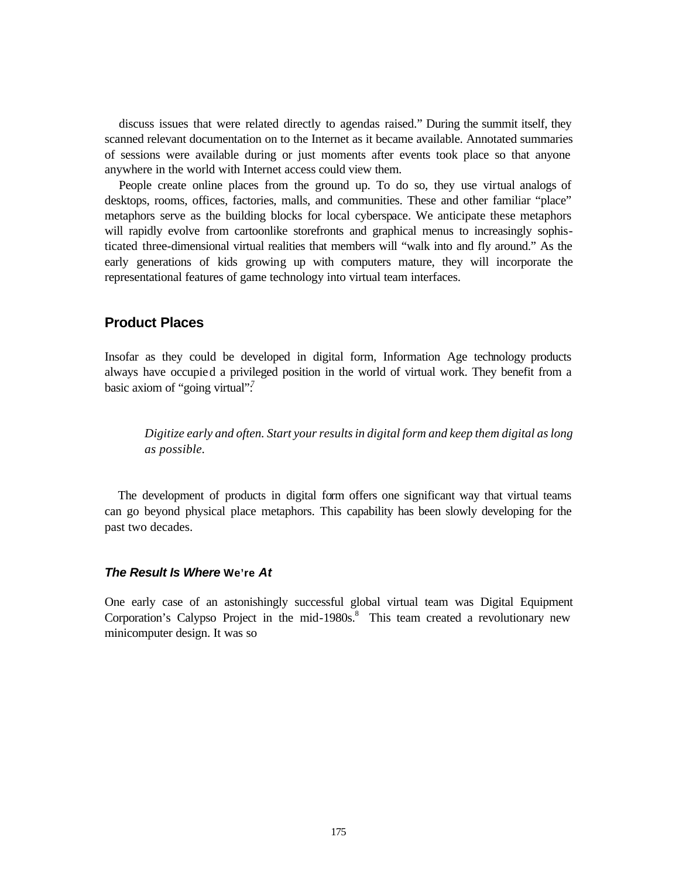discuss issues that were related directly to agendas raised." During the summit itself, they scanned relevant documentation on to the Internet as it became available. Annotated summaries of sessions were available during or just moments after events took place so that anyone anywhere in the world with Internet access could view them.

People create online places from the ground up. To do so, they use virtual analogs of desktops, rooms, offices, factories, malls, and communities. These and other familiar "place" metaphors serve as the building blocks for local cyberspace. We anticipate these metaphors will rapidly evolve from cartoonlike storefronts and graphical menus to increasingly sophisticated three-dimensional virtual realities that members will "walk into and fly around." As the early generations of kids growing up with computers mature, they will incorporate the representational features of game technology into virtual team interfaces.

## Product Places

Insofar as they could be developed in digital form, Information Age technology products always have occupied a privileged position in the world of virtual work. They benefit from a basic axiom of "going virtual":[7]

> *Digitize early and often. Start your results in digital form and keep them digital as long as possible.*

The development of products in digital form offers one significant way that virtual teams can go beyond physical place metaphors. This capability has been slowly developing for the past two decades.

### *The Result Is Where* We're *At*

One early case of an astonishingly successful global virtual team was Digital Equipment Corporation's Calypso Project in the mid-1980s.[8] This team created a revolutionary new minicomputer design. It was so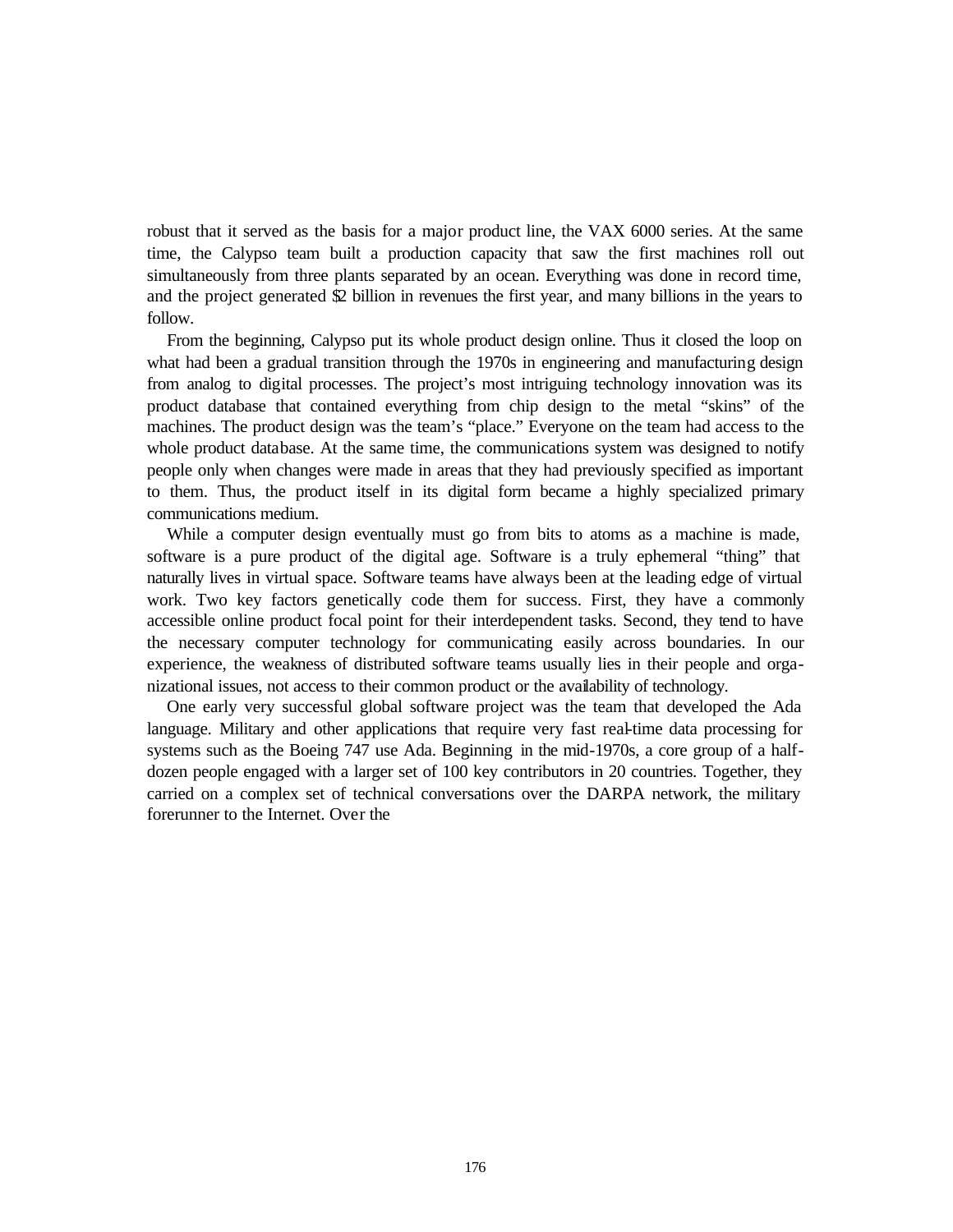robust that it served as the basis for a major product line, the VAX 6000 series. At the same time, the Calypso team built a production capacity that saw the first machines roll out simultaneously from three plants separated by an ocean. Everything was done in record time, and the project generated $2 billion in revenues the first year, and many billions in the years to follow.

From the beginning, Calypso put its whole product design online. Thus it closed the loop on what had been a gradual transition through the 1970s in engineering and manufacturing design from analog to digital processes. The project's most intriguing technology innovation was its product database that contained everything from chip design to the metal "skins" of the machines. The product design was the team's "place." Everyone on the team had access to the whole product database. At the same time, the communications system was designed to notify people only when changes were made in areas that they had previously specified as important to them. Thus, the product itself in its digital form became a highly specialized primary communications medium.

While a computer design eventually must go from bits to atoms as a machine is made, software is a pure product of the digital age. Software is a truly ephemeral "thing" that naturally lives in virtual space. Software teams have always been at the leading edge of virtual work. Two key factors genetically code them for success. First, they have a commonly accessible online product focal point for their interdependent tasks. Second, they tend to have the necessary computer technology for communicating easily across boundaries. In our experience, the weakness of distributed software teams usually lies in their people and organizational issues, not access to their common product or the availability of technology.

One early very successful global software project was the team that developed the Ada language. Military and other applications that require very fast real-time data processing for systems such as the Boeing 747 use Ada. Beginning in the mid-1970s, a core group of a half-dozen people engaged with a larger set of 100 key contributors in 20 countries. Together, they carried on a complex set of technical conversations over the DARPA network, the military forerunner to the Internet. Over the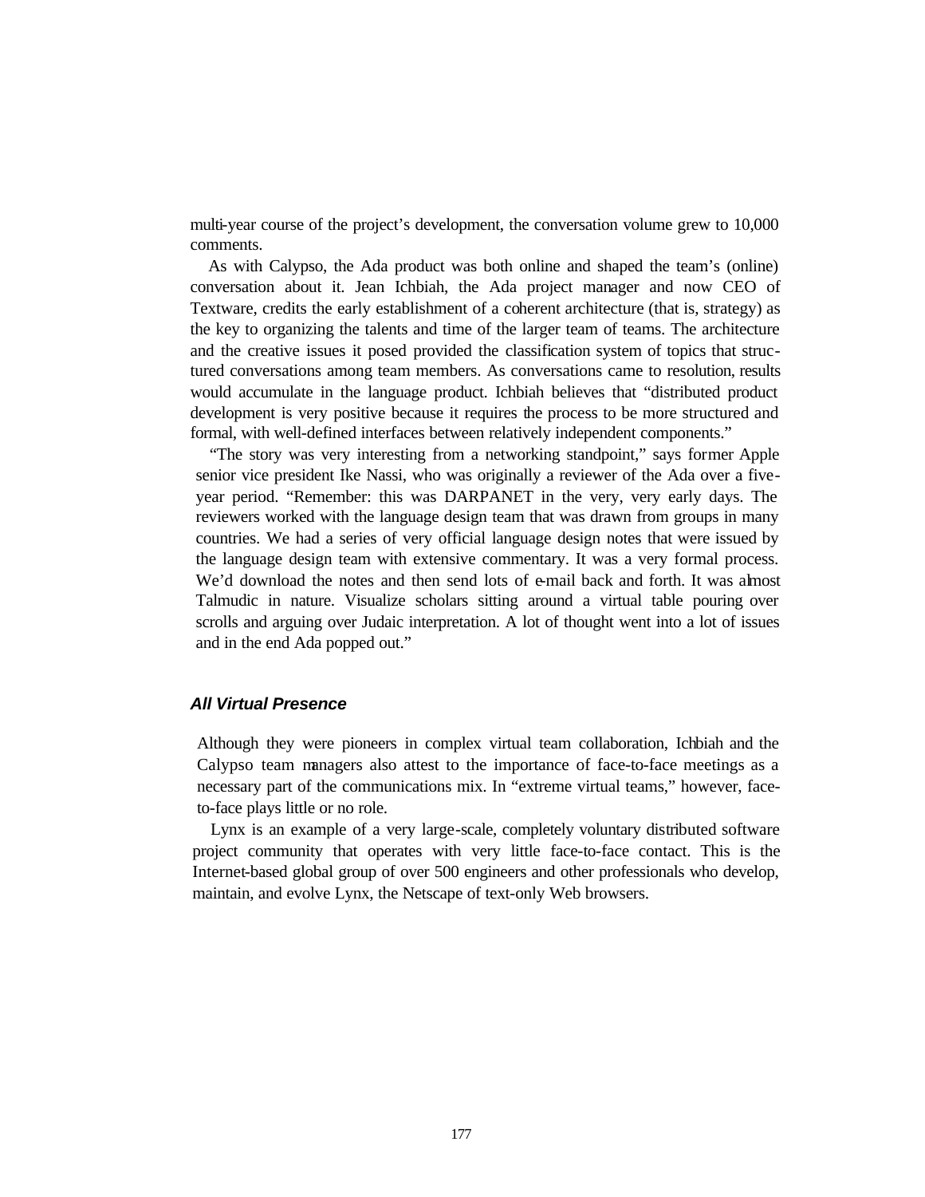multi-year course of the project's development, the conversation volume grew to 10,000 comments.

As with Calypso, the Ada product was both online and shaped the team's (online) conversation about it. Jean Ichbiah, the Ada project manager and now CEO of Textware, credits the early establishment of a coherent architecture (that is, strategy) as the key to organizing the talents and time of the larger team of teams. The architecture and the creative issues it posed provided the classification system of topics that structured conversations among team members. As conversations came to resolution, results would accumulate in the language product. Ichbiah believes that "distributed product development is very positive because it requires the process to be more structured and formal, with well-defined interfaces between relatively independent components."

"The story was very interesting from a networking standpoint," says former Apple senior vice president Ike Nassi, who was originally a reviewer of the Ada over a five-year period. "Remember: this was DARPANET in the very, very early days. The reviewers worked with the language design team that was drawn from groups in many countries. We had a series of very official language design notes that were issued by the language design team with extensive commentary. It was a very formal process. We'd download the notes and then send lots of e-mail back and forth. It was almost Talmudic in nature. Visualize scholars sitting around a virtual table pouring over scrolls and arguing over Judaic interpretation. A lot of thought went into a lot of issues and in the end Ada popped out."

### *All Virtual Presence*

Although they were pioneers in complex virtual team collaboration, Ichbiah and the Calypso team managers also attest to the importance of face-to-face meetings as a necessary part of the communications mix. In "extreme virtual teams," however, face-to-face plays little or no role.

Lynx is an example of a very large-scale, completely voluntary distributed software project community that operates with very little face-to-face contact. This is the Internet-based global group of over 500 engineers and other professionals who develop, maintain, and evolve Lynx, the Netscape of text-only Web browsers.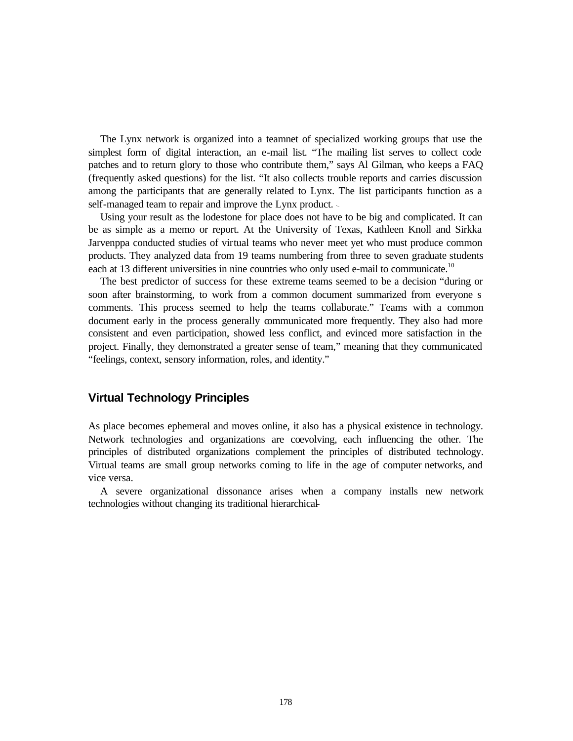The Lynx network is organized into a teamnet of specialized working groups that use the simplest form of digital interaction, an e-mail list. "The mailing list serves to collect code patches and to return glory to those who contribute them," says Al Gilman, who keeps a FAQ (frequently asked questions) for the list. "It also collects trouble reports and carries discussion among the participants that are generally related to Lynx. The list participants function as a self-managed team to repair and improve the Lynx product.

Using your result as the lodestone for place does not have to be big and complicated. It can be as simple as a memo or report. At the University of Texas, Kathleen Knoll and Sirkka Jarvenppa conducted studies of virtual teams who never meet yet who must produce common products. They analyzed data from 19 teams numbering from three to seven graduate students each at 13 different universities in nine countries who only used e-mail to communicate.[10]

The best predictor of success for these extreme teams seemed to be a decision "during or soon after brainstorming, to work from a common document summarized from everyone s comments. This process seemed to help the teams collaborate." Teams with a common document early in the process generally communicated more frequently. They also had more consistent and even participation, showed less conflict, and evinced more satisfaction in the project. Finally, they demonstrated a greater sense of team," meaning that they communicated "feelings, context, sensory information, roles, and identity."

## Virtual Technology Principles

As place becomes ephemeral and moves online, it also has a physical existence in technology. Network technologies and organizations are coevolving, each influencing the other. The principles of distributed organizations complement the principles of distributed technology. Virtual teams are small group networks coming to life in the age of computer networks, and vice versa.

A severe organizational dissonance arises when a company installs new network technologies without changing its traditional hierarchical-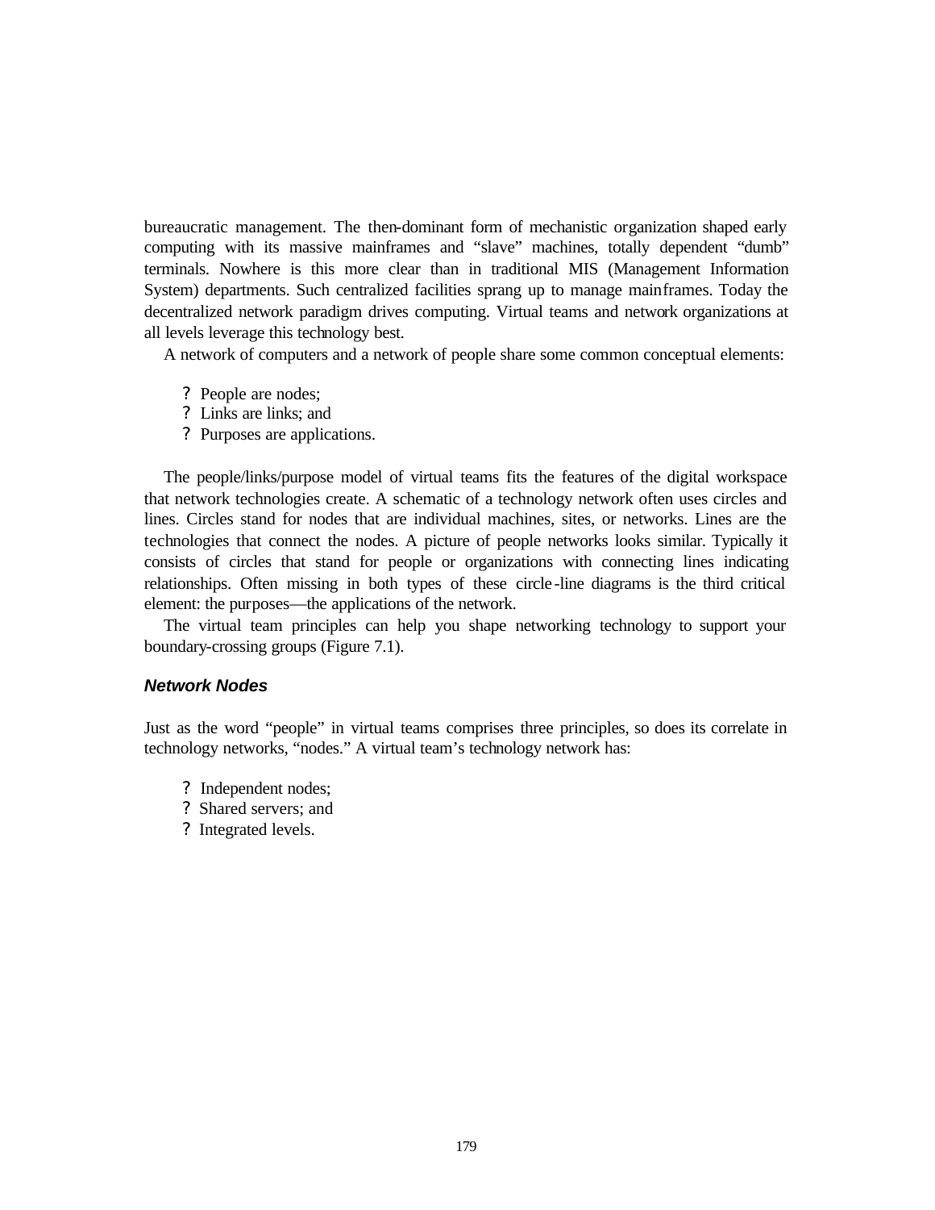bureaucratic management. The then-dominant form of mechanistic organization shaped early computing with its massive mainframes and "slave" machines, totally dependent "dumb" terminals. Nowhere is this more clear than in traditional MIS (Management Information System) departments. Such centralized facilities sprang up to manage mainframes. Today the decentralized network paradigm drives computing. Virtual teams and network organizations at all levels leverage this technology best.

A network of computers and a network of people share some common conceptual elements:

- People are nodes;
- Links are links; and
- Purposes are applications.

The people/links/purpose model of virtual teams fits the features of the digital workspace that network technologies create. A schematic of a technology network often uses circles and lines. Circles stand for nodes that are individual machines, sites, or networks. Lines are the technologies that connect the nodes. A picture of people networks looks similar. Typically it consists of circles that stand for people or organizations with connecting lines indicating relationships. Often missing in both types of these circle-line diagrams is the third critical element: the purposes—the applications of the network.

The virtual team principles can help you shape networking technology to support your boundary-crossing groups (Figure 7.1).

### ***Network Nodes***

Just as the word "people" in virtual teams comprises three principles, so does its correlate in technology networks, "nodes." A virtual team's technology network has:

- Independent nodes;
- Shared servers; and
- Integrated levels.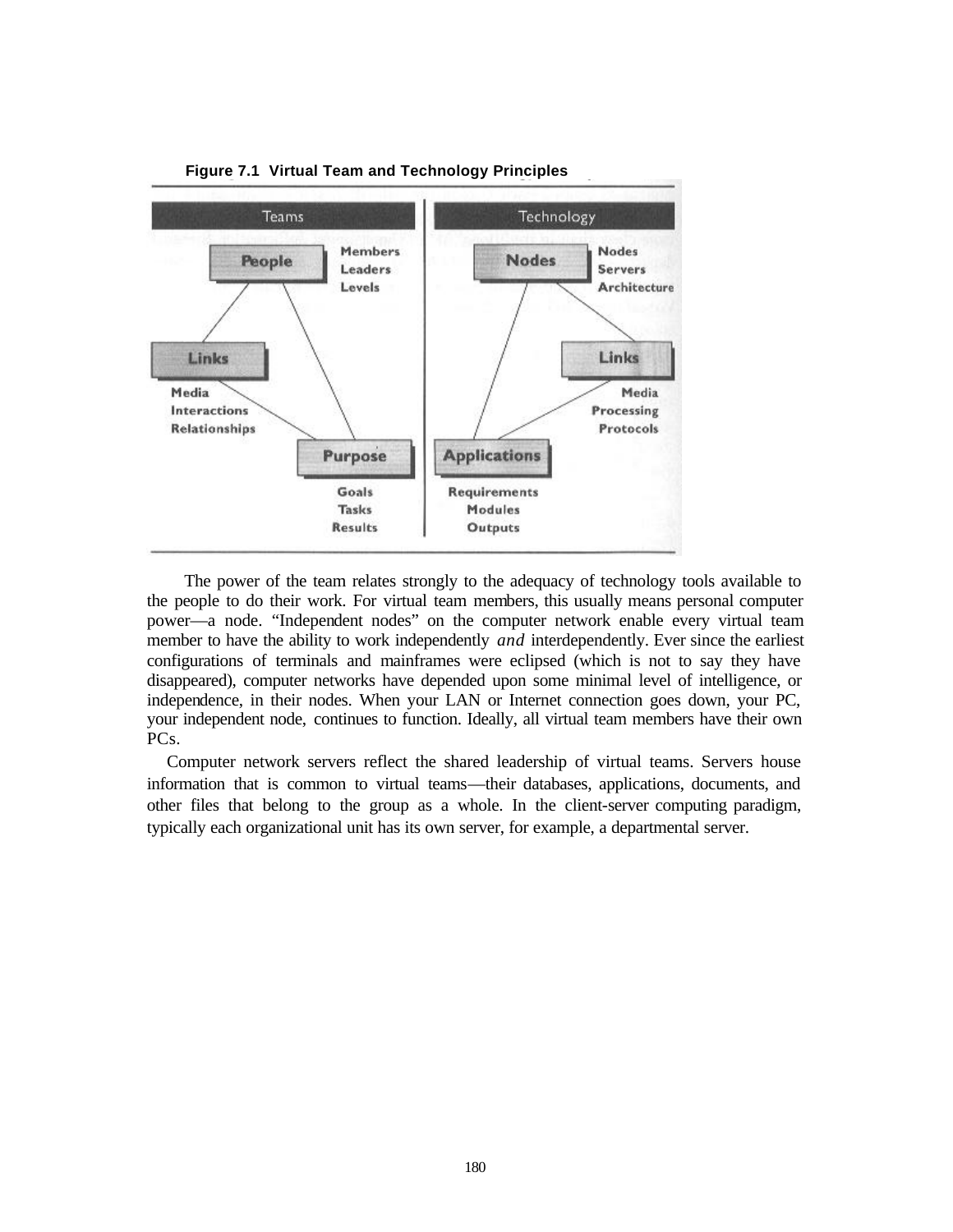**Figure 7.1 Virtual Team and Technology Principles**

| Teams | | Technology | |
|---|---|---|---|
| People | Members, Leaders, Levels | Nodes | Nodes, Servers, Architecture |
| Links | Media, Interactions, Relationships | Links | Media, Processing, Protocols |
| Purpose | Goals, Tasks, Results | Applications | Requirements, Modules, Outputs |

The power of the team relates strongly to the adequacy of technology tools available to the people to do their work. For virtual team members, this usually means personal computer power—a node. "Independent nodes" on the computer network enable every virtual team member to have the ability to work independently *and* interdependently. Ever since the earliest configurations of terminals and mainframes were eclipsed (which is not to say they have disappeared), computer networks have depended upon some minimal level of intelligence, or independence, in their nodes. When your LAN or Internet connection goes down, your PC, your independent node, continues to function. Ideally, all virtual team members have their own PCs.

Computer network servers reflect the shared leadership of virtual teams. Servers house information that is common to virtual teams—their databases, applications, documents, and other files that belong to the group as a whole. In the client-server computing paradigm, typically each organizational unit has its own server, for example, a departmental server.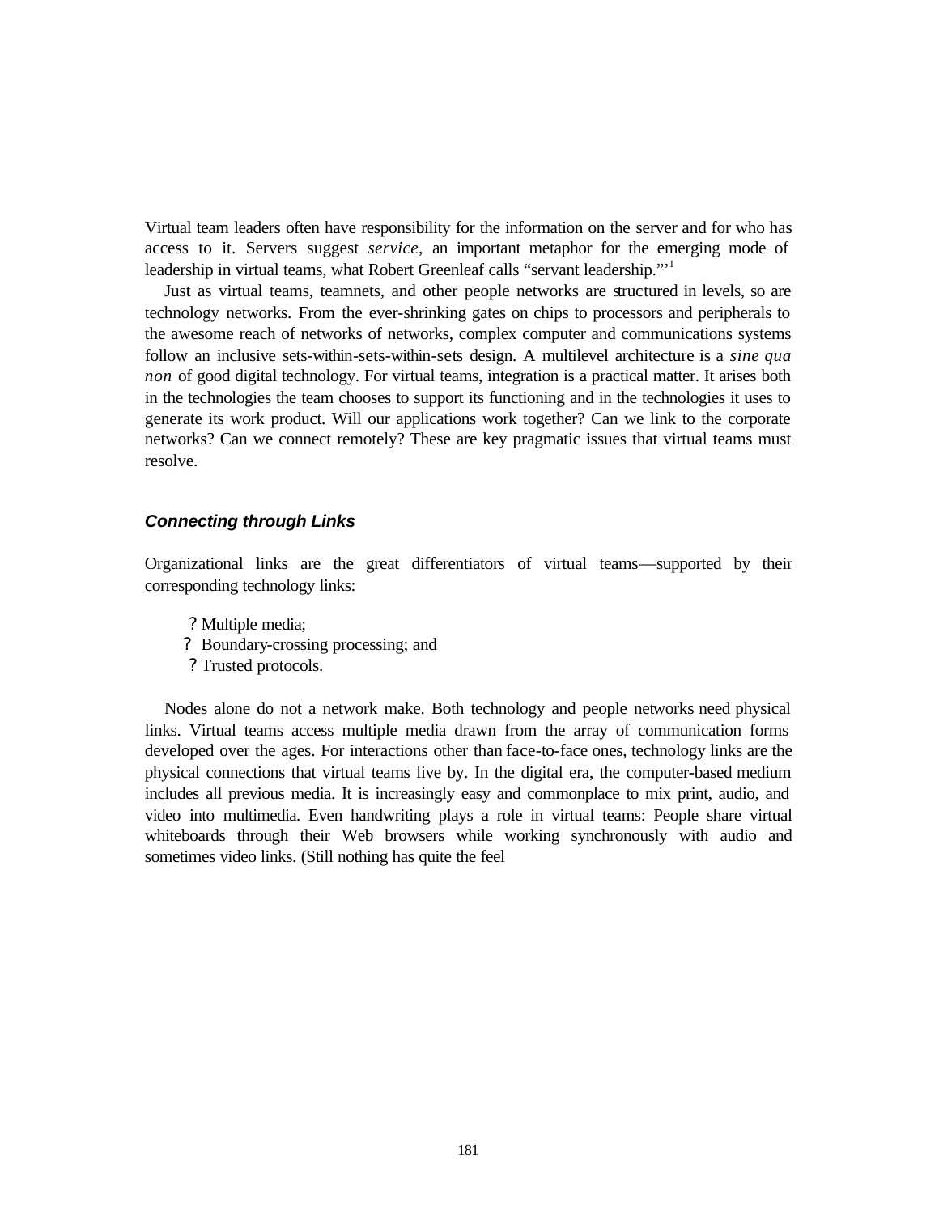Virtual team leaders often have responsibility for the information on the server and for who has access to it. Servers suggest *service*, an important metaphor for the emerging mode of leadership in virtual teams, what Robert Greenleaf calls "servant leadership."'[1]

Just as virtual teams, teamnets, and other people networks are structured in levels, so are technology networks. From the ever-shrinking gates on chips to processors and peripherals to the awesome reach of networks of networks, complex computer and communications systems follow an inclusive sets-within-sets-within-sets design. A multilevel architecture is a *sine qua non* of good digital technology. For virtual teams, integration is a practical matter. It arises both in the technologies the team chooses to support its functioning and in the technologies it uses to generate its work product. Will our applications work together? Can we link to the corporate networks? Can we connect remotely? These are key pragmatic issues that virtual teams must resolve.

### *Connecting through Links*

Organizational links are the great differentiators of virtual teams—supported by their corresponding technology links:

- Multiple media;
- Boundary-crossing processing; and
- Trusted protocols.

Nodes alone do not a network make. Both technology and people networks need physical links. Virtual teams access multiple media drawn from the array of communication forms developed over the ages. For interactions other than face-to-face ones, technology links are the physical connections that virtual teams live by. In the digital era, the computer-based medium includes all previous media. It is increasingly easy and commonplace to mix print, audio, and video into multimedia. Even handwriting plays a role in virtual teams: People share virtual whiteboards through their Web browsers while working synchronously with audio and sometimes video links. (Still nothing has quite the feel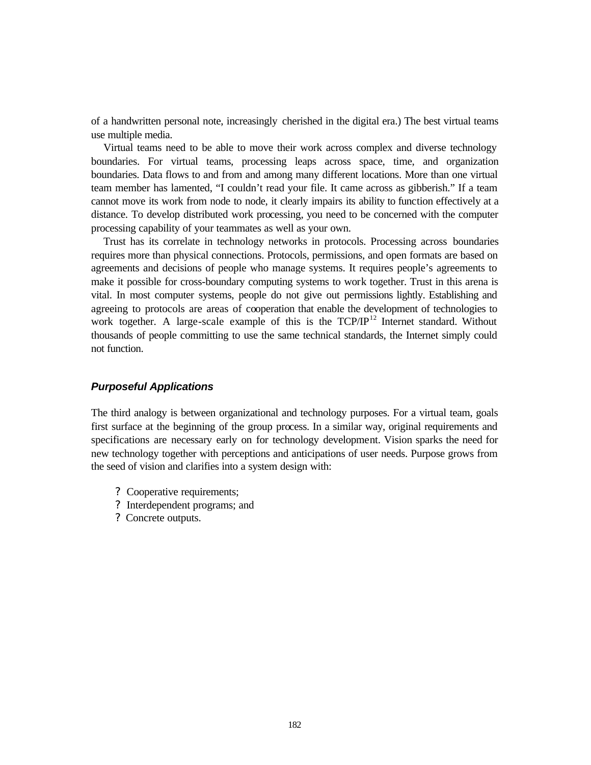of a handwritten personal note, increasingly cherished in the digital era.) The best virtual teams use multiple media.

Virtual teams need to be able to move their work across complex and diverse technology boundaries. For virtual teams, processing leaps across space, time, and organization boundaries. Data flows to and from and among many different locations. More than one virtual team member has lamented, "I couldn't read your file. It came across as gibberish." If a team cannot move its work from node to node, it clearly impairs its ability to function effectively at a distance. To develop distributed work processing, you need to be concerned with the computer processing capability of your teammates as well as your own.

Trust has its correlate in technology networks in protocols. Processing across boundaries requires more than physical connections. Protocols, permissions, and open formats are based on agreements and decisions of people who manage systems. It requires people's agreements to make it possible for cross-boundary computing systems to work together. Trust in this arena is vital. In most computer systems, people do not give out permissions lightly. Establishing and agreeing to protocols are areas of cooperation that enable the development of technologies to work together. A large-scale example of this is the TCP/IP[12] Internet standard. Without thousands of people committing to use the same technical standards, the Internet simply could not function.

### *Purposeful Applications*

The third analogy is between organizational and technology purposes. For a virtual team, goals first surface at the beginning of the group process. In a similar way, original requirements and specifications are necessary early on for technology development. Vision sparks the need for new technology together with perceptions and anticipations of user needs. Purpose grows from the seed of vision and clarifies into a system design with:

- Cooperative requirements;
- Interdependent programs; and
- Concrete outputs.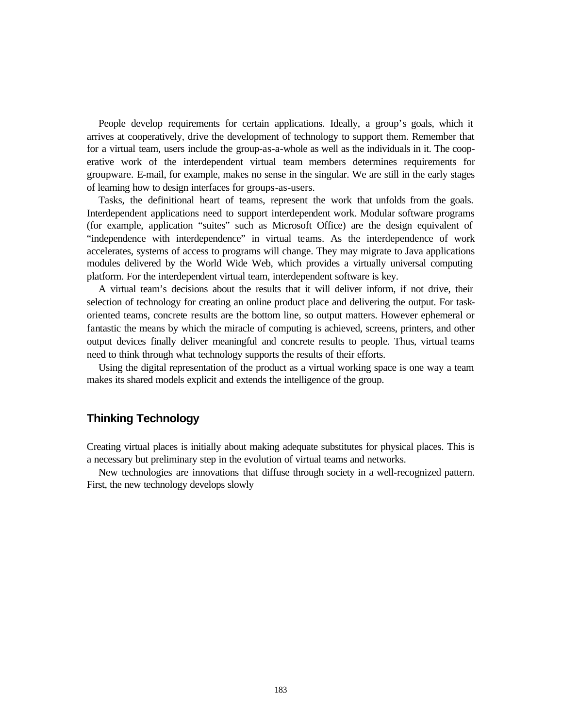People develop requirements for certain applications. Ideally, a group's goals, which it arrives at cooperatively, drive the development of technology to support them. Remember that for a virtual team, users include the group-as-a-whole as well as the individuals in it. The cooperative work of the interdependent virtual team members determines requirements for groupware. E-mail, for example, makes no sense in the singular. We are still in the early stages of learning how to design interfaces for groups-as-users.

Tasks, the definitional heart of teams, represent the work that unfolds from the goals. Interdependent applications need to support interdependent work. Modular software programs (for example, application "suites" such as Microsoft Office) are the design equivalent of "independence with interdependence" in virtual teams. As the interdependence of work accelerates, systems of access to programs will change. They may migrate to Java applications modules delivered by the World Wide Web, which provides a virtually universal computing platform. For the interdependent virtual team, interdependent software is key.

A virtual team's decisions about the results that it will deliver inform, if not drive, their selection of technology for creating an online product place and delivering the output. For task-oriented teams, concrete results are the bottom line, so output matters. However ephemeral or fantastic the means by which the miracle of computing is achieved, screens, printers, and other output devices finally deliver meaningful and concrete results to people. Thus, virtual teams need to think through what technology supports the results of their efforts.

Using the digital representation of the product as a virtual working space is one way a team makes its shared models explicit and extends the intelligence of the group.

## Thinking Technology

Creating virtual places is initially about making adequate substitutes for physical places. This is a necessary but preliminary step in the evolution of virtual teams and networks.

New technologies are innovations that diffuse through society in a well-recognized pattern. First, the new technology develops slowly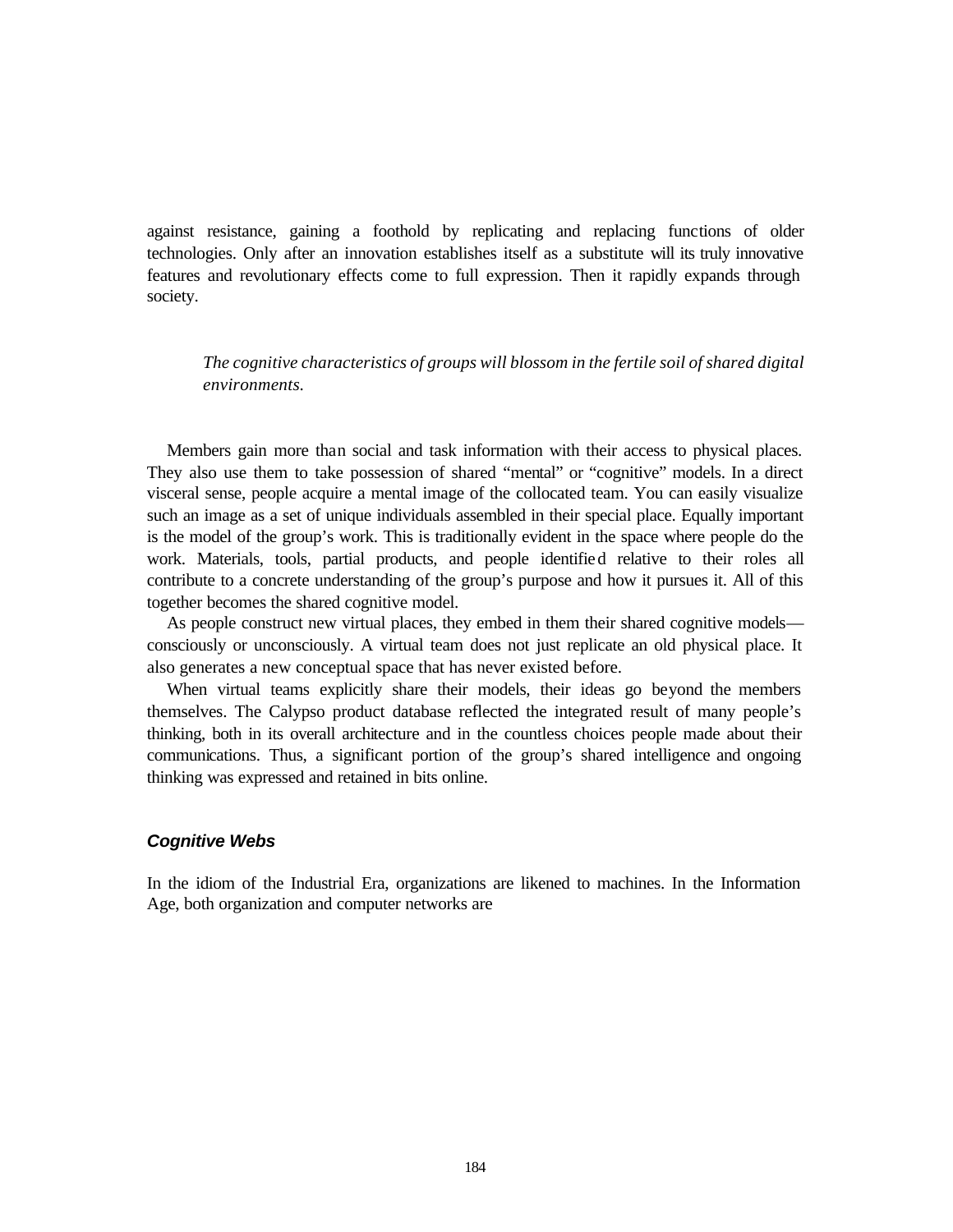against resistance, gaining a foothold by replicating and replacing functions of older technologies. Only after an innovation establishes itself as a substitute will its truly innovative features and revolutionary effects come to full expression. Then it rapidly expands through society.

> *The cognitive characteristics of groups will blossom in the fertile soil of shared digital environments.*

Members gain more than social and task information with their access to physical places. They also use them to take possession of shared "mental" or "cognitive" models. In a direct visceral sense, people acquire a mental image of the collocated team. You can easily visualize such an image as a set of unique individuals assembled in their special place. Equally important is the model of the group's work. This is traditionally evident in the space where people do the work. Materials, tools, partial products, and people identified relative to their roles all contribute to a concrete understanding of the group's purpose and how it pursues it. All of this together becomes the shared cognitive model.

As people construct new virtual places, they embed in them their shared cognitive models—consciously or unconsciously. A virtual team does not just replicate an old physical place. It also generates a new conceptual space that has never existed before.

When virtual teams explicitly share their models, their ideas go beyond the members themselves. The Calypso product database reflected the integrated result of many people's thinking, both in its overall architecture and in the countless choices people made about their communications. Thus, a significant portion of the group's shared intelligence and ongoing thinking was expressed and retained in bits online.

### *Cognitive Webs*

In the idiom of the Industrial Era, organizations are likened to machines. In the Information Age, both organization and computer networks are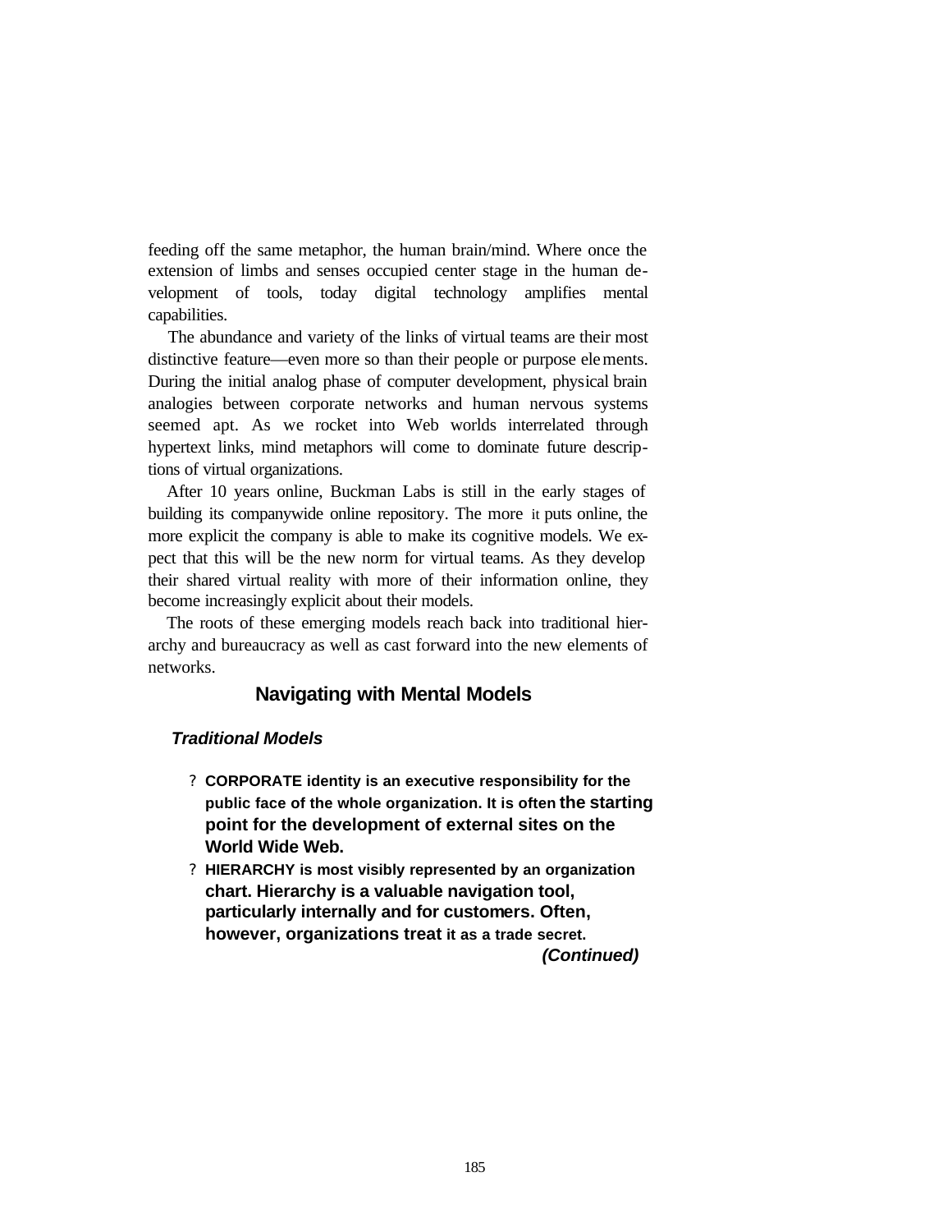feeding off the same metaphor, the human brain/mind. Where once the extension of limbs and senses occupied center stage in the human development of tools, today digital technology amplifies mental capabilities.

The abundance and variety of the links of virtual teams are their most distinctive feature—even more so than their people or purpose elements. During the initial analog phase of computer development, physical brain analogies between corporate networks and human nervous systems seemed apt. As we rocket into Web worlds interrelated through hypertext links, mind metaphors will come to dominate future descriptions of virtual organizations.

After 10 years online, Buckman Labs is still in the early stages of building its companywide online repository. The more it puts online, the more explicit the company is able to make its cognitive models. We expect that this will be the new norm for virtual teams. As they develop their shared virtual reality with more of their information online, they become increasingly explicit about their models.

The roots of these emerging models reach back into traditional hierarchy and bureaucracy as well as cast forward into the new elements of networks.

## Navigating with Mental Models

### *Traditional Models*

- **CORPORATE identity is an executive responsibility for the public face of the whole organization. It is often the starting point for the development of external sites on the World Wide Web.**
- **HIERARCHY is most visibly represented by an organization chart. Hierarchy is a valuable navigation tool, particularly internally and for customers. Often, however, organizations treat it as a trade secret.**

***(Continued)***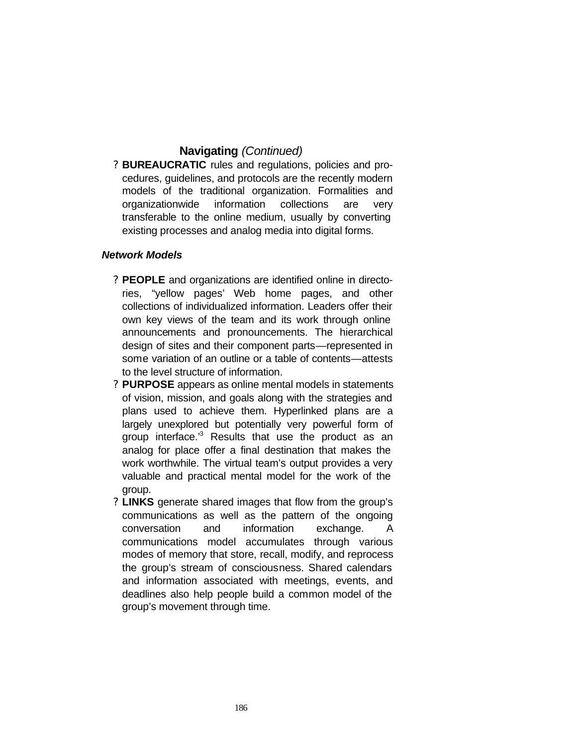### Navigating *(Continued)*

- **BUREAUCRATIC** rules and regulations, policies and procedures, guidelines, and protocols are the recently modern models of the traditional organization. Formalities and organizationwide information collections are very transferable to the online medium, usually by converting existing processes and analog media into digital forms.

#### *Network Models*

- **PEOPLE** and organizations are identified online in directories, "yellow pages' Web home pages, and other collections of individualized information. Leaders offer their own key views of the team and its work through online announcements and pronouncements. The hierarchical design of sites and their component parts—represented in some variation of an outline or a table of contents—attests to the level structure of information.
- **PURPOSE** appears as online mental models in statements of vision, mission, and goals along with the strategies and plans used to achieve them. Hyperlinked plans are a largely unexplored but potentially very powerful form of group interface.'[3] Results that use the product as an analog for place offer a final destination that makes the work worthwhile. The virtual team's output provides a very valuable and practical mental model for the work of the group.
- **LINKS** generate shared images that flow from the group's communications as well as the pattern of the ongoing conversation and information exchange. A communications model accumulates through various modes of memory that store, recall, modify, and reprocess the group's stream of consciousness. Shared calendars and information associated with meetings, events, and deadlines also help people build a common model of the group's movement through time.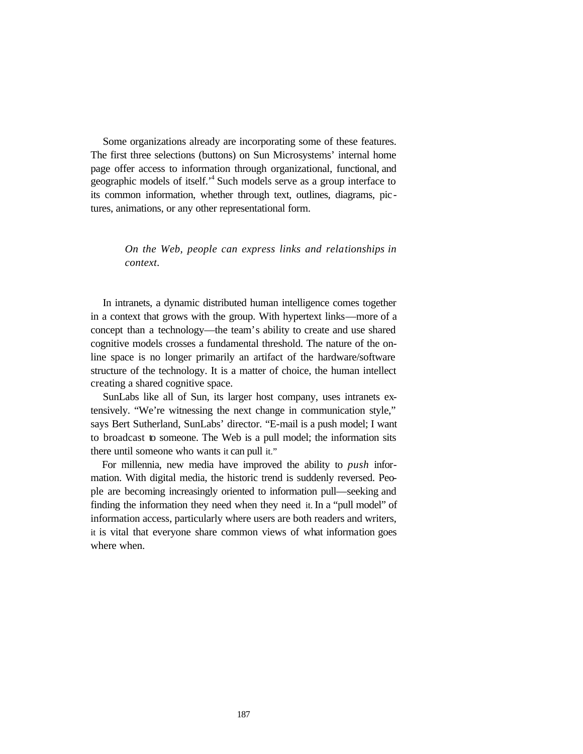Some organizations already are incorporating some of these features. The first three selections (buttons) on Sun Microsystems' internal home page offer access to information through organizational, functional, and geographic models of itself.'[4] Such models serve as a group interface to its common information, whether through text, outlines, diagrams, pictures, animations, or any other representational form.

> *On the Web, people can express links and relationships in context.*

In intranets, a dynamic distributed human intelligence comes together in a context that grows with the group. With hypertext links—more of a concept than a technology—the team's ability to create and use shared cognitive models crosses a fundamental threshold. The nature of the online space is no longer primarily an artifact of the hardware/software structure of the technology. It is a matter of choice, the human intellect creating a shared cognitive space.

SunLabs like all of Sun, its larger host company, uses intranets extensively. "We're witnessing the next change in communication style," says Bert Sutherland, SunLabs' director. "E-mail is a push model; I want to broadcast to someone. The Web is a pull model; the information sits there until someone who wants it can pull it."

For millennia, new media have improved the ability to *push* information. With digital media, the historic trend is suddenly reversed. People are becoming increasingly oriented to information pull—seeking and finding the information they need when they need it. In a "pull model" of information access, particularly where users are both readers and writers, it is vital that everyone share common views of what information goes where when.